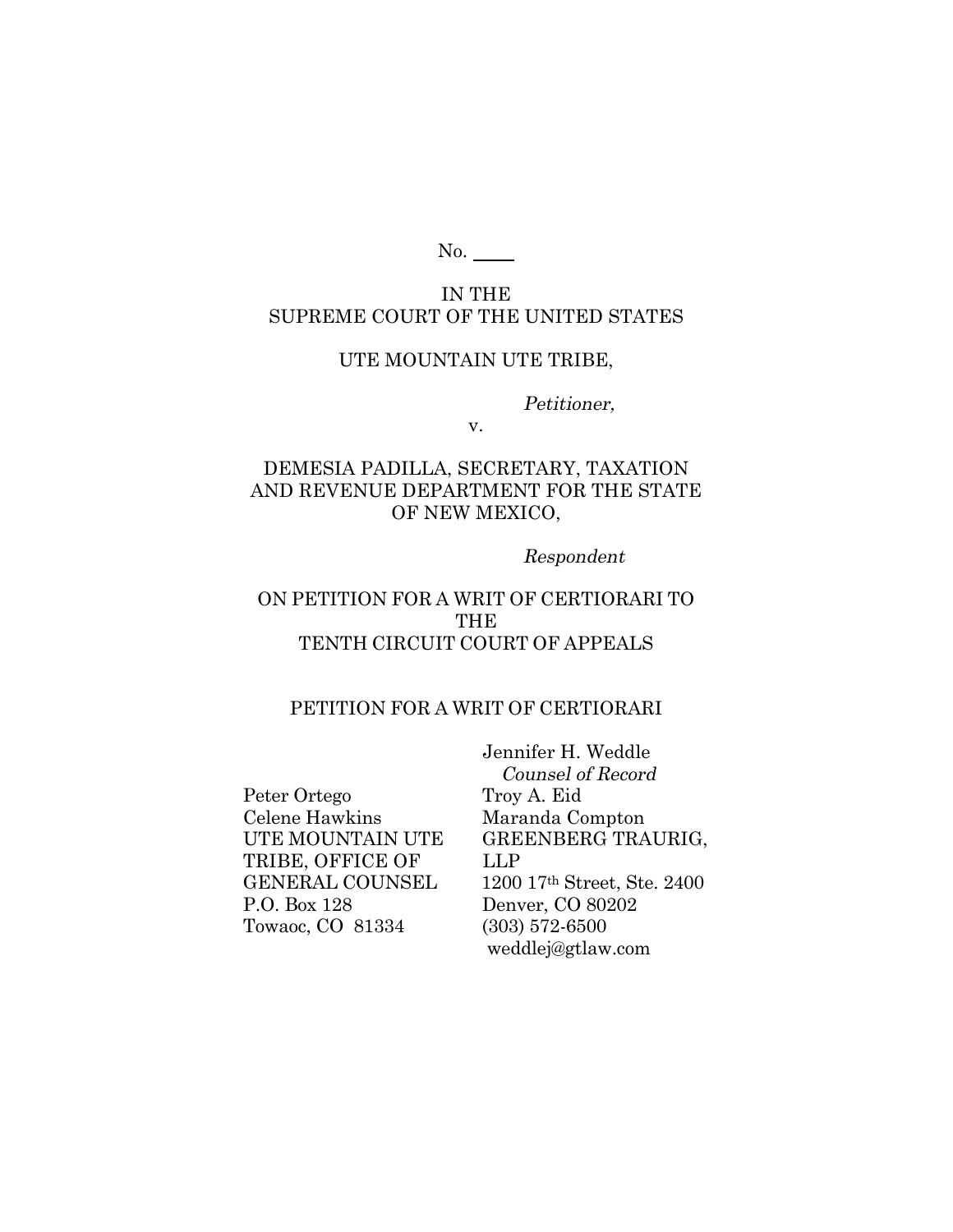No. ____

IN THE
SUPREME COURT OF THE UNITED STATES

UTE MOUNTAIN UTE TRIBE,

*Petitioner,*

v.

DEMESIA PADILLA, SECRETARY, TAXATION AND REVENUE DEPARTMENT FOR THE STATE OF NEW MEXICO,

*Respondent*

ON PETITION FOR A WRIT OF CERTIORARI TO THE
TENTH CIRCUIT COURT OF APPEALS

PETITION FOR A WRIT OF CERTIORARI

Peter Ortego
Celene Hawkins
UTE MOUNTAIN UTE TRIBE, OFFICE OF GENERAL COUNSEL
P.O. Box 128
Towaoc, CO 81334

Jennifer H. Weddle
*Counsel of Record*
Troy A. Eid
Maranda Compton
GREENBERG TRAURIG, LLP
1200 17th Street, Ste. 2400
Denver, CO 80202
(303) 572-6500
weddlej@gtlaw.com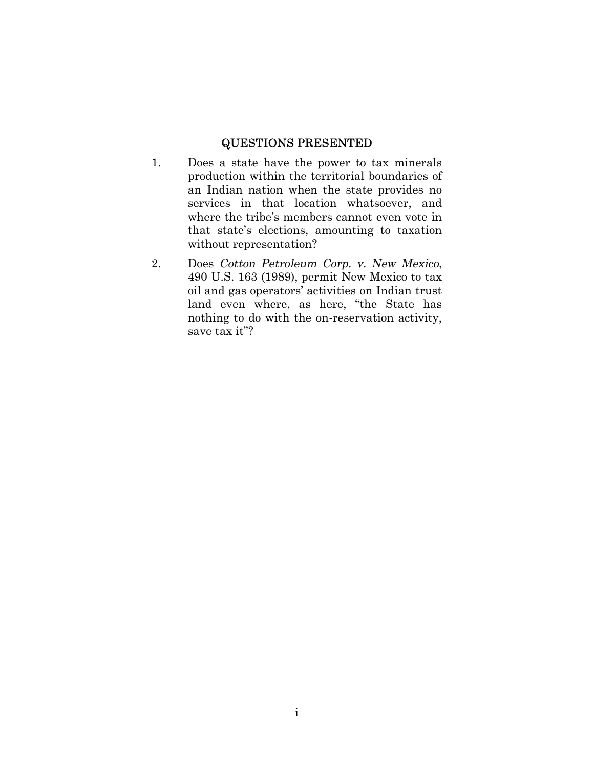## QUESTIONS PRESENTED

1. Does a state have the power to tax minerals production within the territorial boundaries of an Indian nation when the state provides no services in that location whatsoever, and where the tribe's members cannot even vote in that state's elections, amounting to taxation without representation?

2. Does *Cotton Petroleum Corp. v. New Mexico*, 490 U.S. 163 (1989), permit New Mexico to tax oil and gas operators' activities on Indian trust land even where, as here, "the State has nothing to do with the on-reservation activity, save tax it"?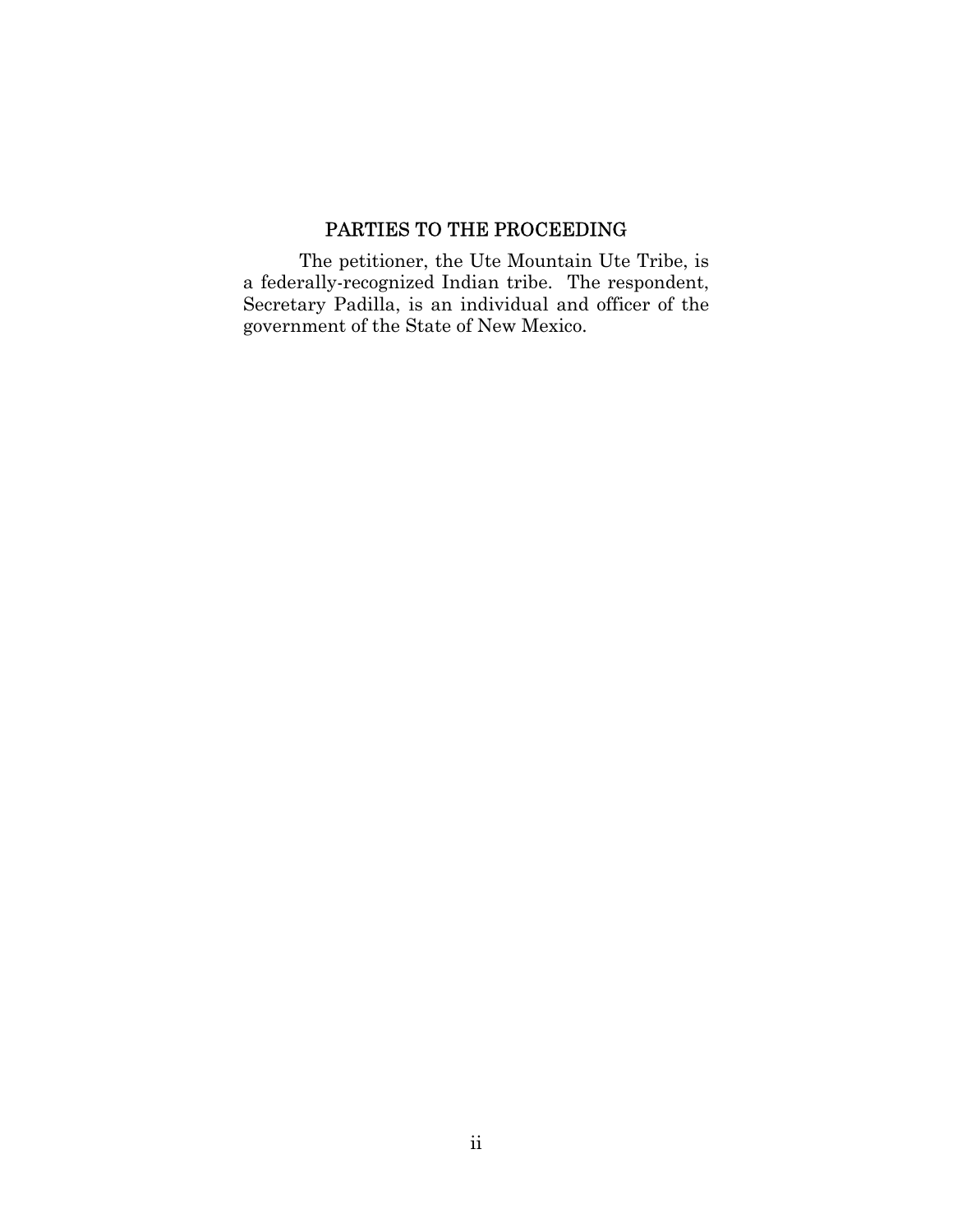## PARTIES TO THE PROCEEDING

The petitioner, the Ute Mountain Ute Tribe, is a federally-recognized Indian tribe. The respondent, Secretary Padilla, is an individual and officer of the government of the State of New Mexico.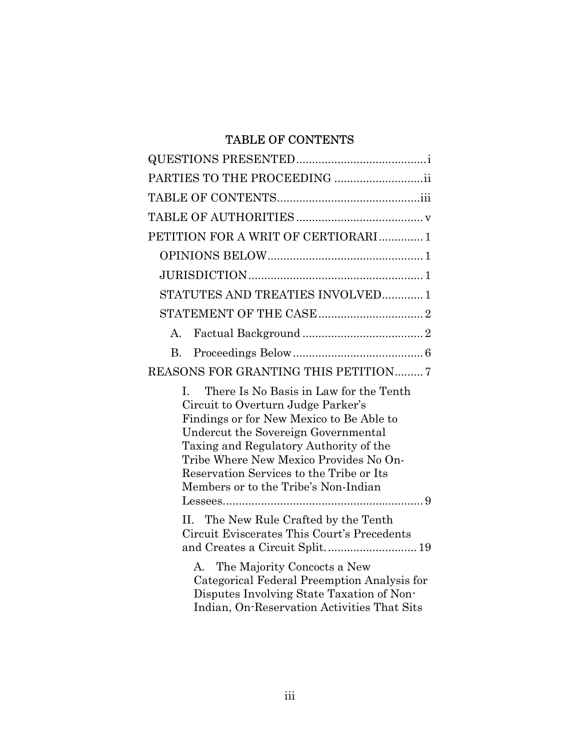## TABLE OF CONTENTS

QUESTIONS PRESENTED ........................................ i

PARTIES TO THE PROCEEDING ........................... ii

TABLE OF CONTENTS ............................................ iii

TABLE OF AUTHORITIES ....................................... v

PETITION FOR A WRIT OF CERTIORARI ............. 1

- OPINIONS BELOW ................................................ 1
- JURISDICTION ...................................................... 1
- STATUTES AND TREATIES INVOLVED ............ 1
- STATEMENT OF THE CASE ................................ 2
  - A. Factual Background ...................................... 2
  - B. Proceedings Below ......................................... 6

REASONS FOR GRANTING THIS PETITION ......... 7

- I. There Is No Basis in Law for the Tenth Circuit to Overturn Judge Parker's Findings or for New Mexico to Be Able to Undercut the Sovereign Governmental Taxing and Regulatory Authority of the Tribe Where New Mexico Provides No On-Reservation Services to the Tribe or Its Members or to the Tribe's Non-Indian Lessees ............................................................... 9
- II. The New Rule Crafted by the Tenth Circuit Eviscerates This Court's Precedents and Creates a Circuit Split ............................ 19
  - A. The Majority Concocts a New Categorical Federal Preemption Analysis for Disputes Involving State Taxation of Non-Indian, On-Reservation Activities That Sits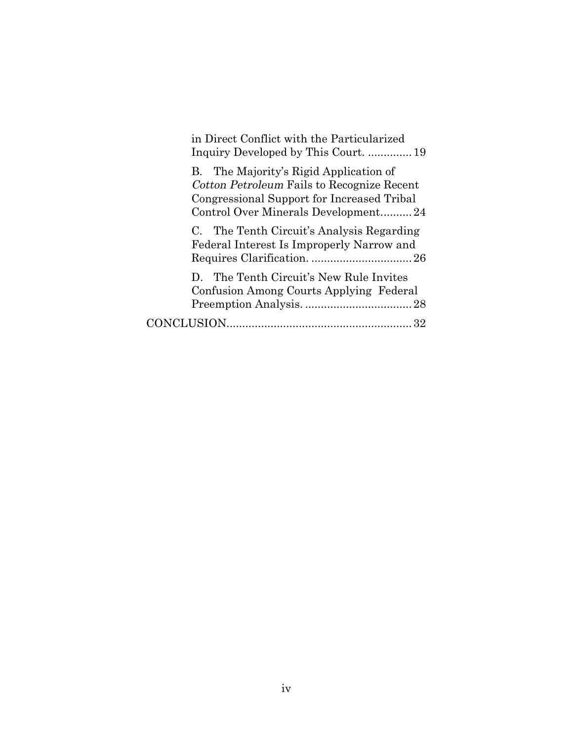in Direct Conflict with the Particularized Inquiry Developed by This Court. .............. 19

B. The Majority's Rigid Application of *Cotton Petroleum* Fails to Recognize Recent Congressional Support for Increased Tribal Control Over Minerals Development.......... 24

C. The Tenth Circuit's Analysis Regarding Federal Interest Is Improperly Narrow and Requires Clarification. ................................ 26

D. The Tenth Circuit's New Rule Invites Confusion Among Courts Applying Federal Preemption Analysis. .................................. 28

CONCLUSION........................................................... 32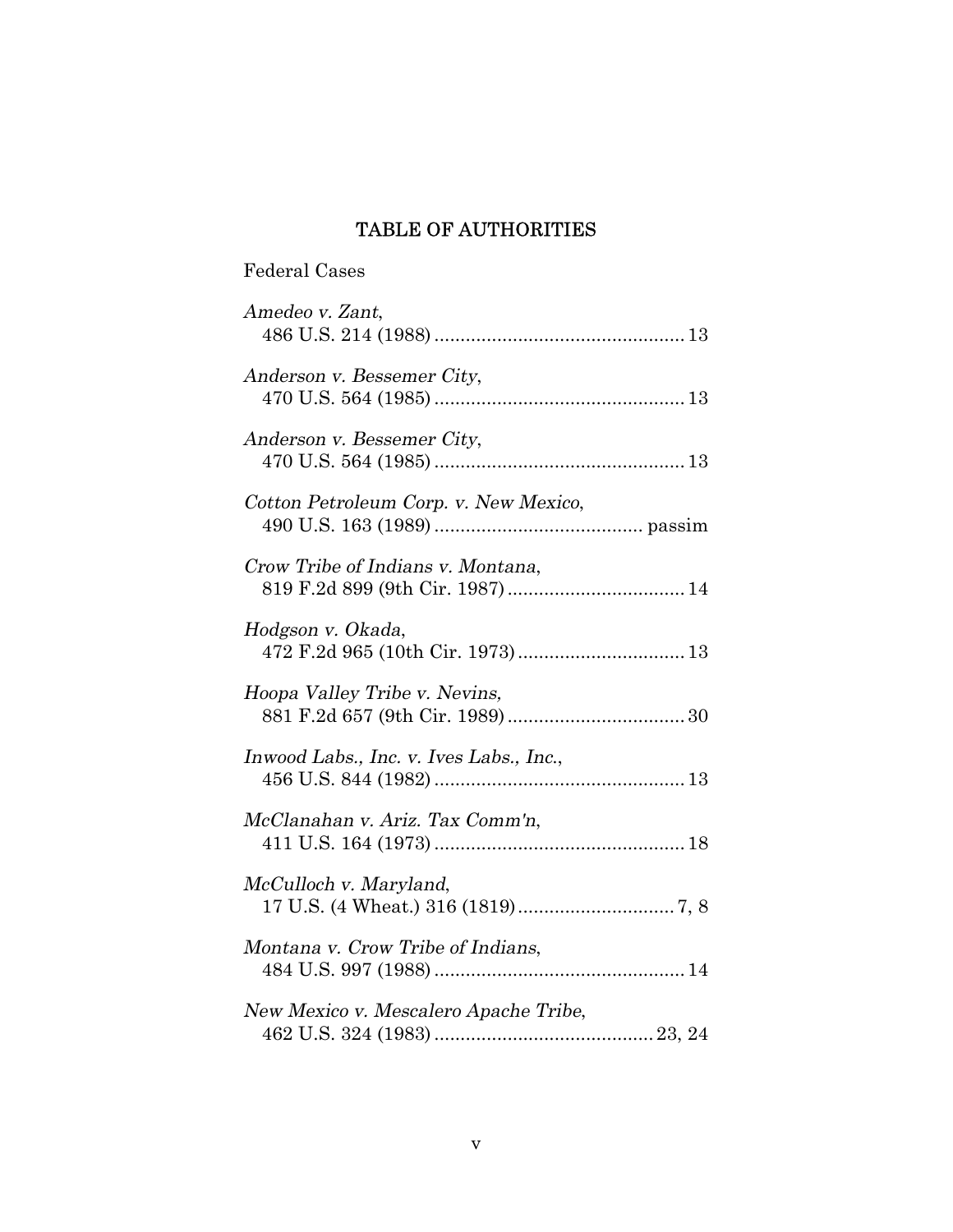# TABLE OF AUTHORITIES

Federal Cases

*Amedeo v. Zant*,
486 U.S. 214 (1988) ............................................... 13

*Anderson v. Bessemer City*,
470 U.S. 564 (1985) ............................................... 13

*Anderson v. Bessemer City*,
470 U.S. 564 (1985) ............................................... 13

*Cotton Petroleum Corp. v. New Mexico*,
490 U.S. 163 (1989) ........................................ passim

*Crow Tribe of Indians v. Montana*,
819 F.2d 899 (9th Cir. 1987) ................................. 14

*Hodgson v. Okada*,
472 F.2d 965 (10th Cir. 1973) ................................ 13

*Hoopa Valley Tribe v. Nevins,*
881 F.2d 657 (9th Cir. 1989) ................................. 30

*Inwood Labs., Inc. v. Ives Labs., Inc.*,
456 U.S. 844 (1982) ............................................... 13

*McClanahan v. Ariz. Tax Comm'n*,
411 U.S. 164 (1973) ............................................... 18

*McCulloch v. Maryland*,
17 U.S. (4 Wheat.) 316 (1819) ............................. 7, 8

*Montana v. Crow Tribe of Indians*,
484 U.S. 997 (1988) ............................................... 14

*New Mexico v. Mescalero Apache Tribe*,
462 U.S. 324 (1983) ......................................... 23, 24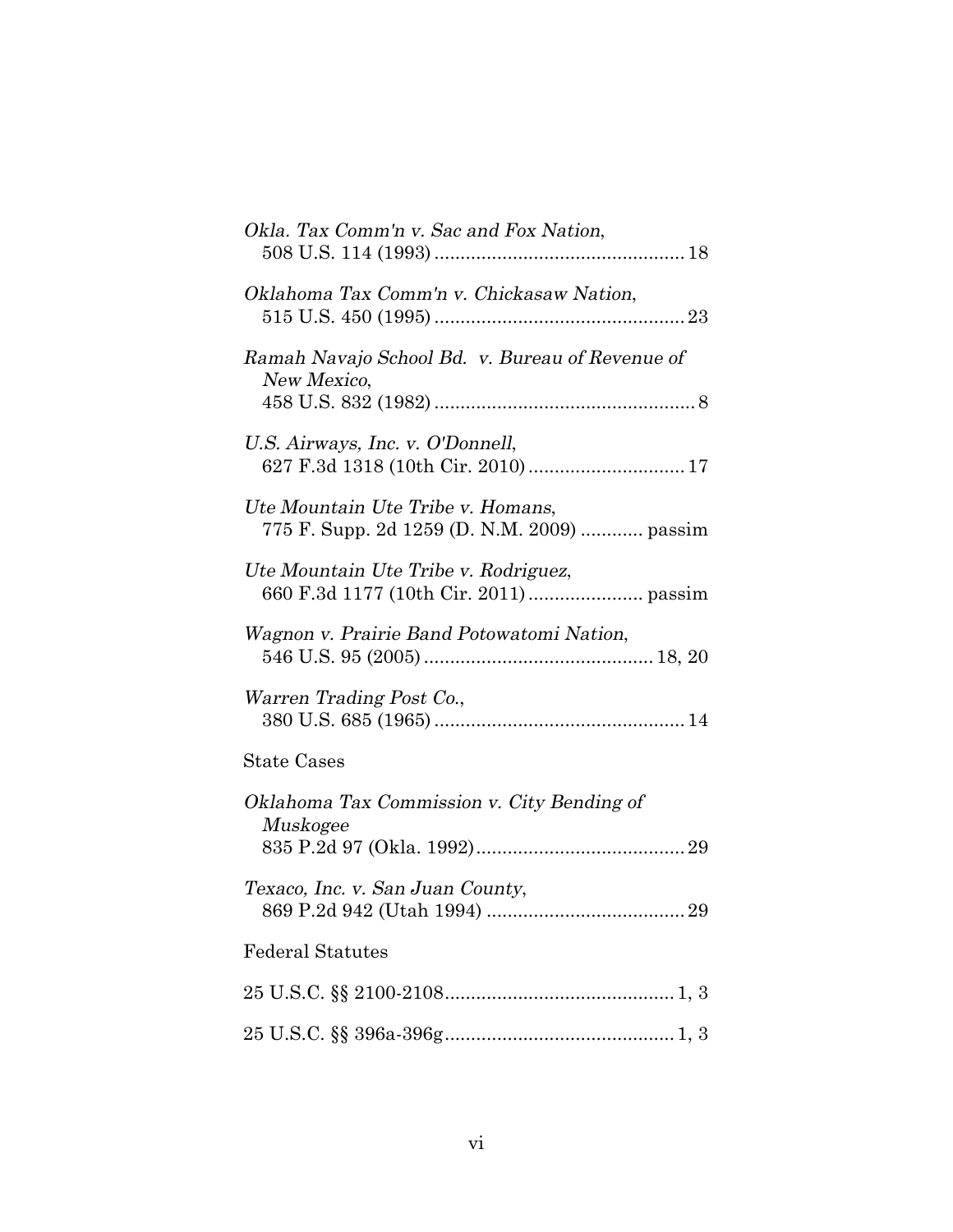*Okla. Tax Comm'n v. Sac and Fox Nation*,
508 U.S. 114 (1993) ............................................... 18

*Oklahoma Tax Comm'n v. Chickasaw Nation*,
515 U.S. 450 (1995) ............................................... 23

*Ramah Navajo School Bd. v. Bureau of Revenue of New Mexico*,
458 U.S. 832 (1982) ................................................. 8

*U.S. Airways, Inc. v. O'Donnell*,
627 F.3d 1318 (10th Cir. 2010) ............................. 17

*Ute Mountain Ute Tribe v. Homans*,
775 F. Supp. 2d 1259 (D. N.M. 2009) ............ passim

*Ute Mountain Ute Tribe v. Rodriguez*,
660 F.3d 1177 (10th Cir. 2011) ...................... passim

*Wagnon v. Prairie Band Potowatomi Nation*,
546 U.S. 95 (2005) ........................................... 18, 20

*Warren Trading Post Co.*,
380 U.S. 685 (1965) ............................................... 14

State Cases

*Oklahoma Tax Commission v. City Bending of Muskogee*
835 P.2d 97 (Okla. 1992) ....................................... 29

*Texaco, Inc. v. San Juan County*,
869 P.2d 942 (Utah 1994) ...................................... 29

Federal Statutes

25 U.S.C. §§ 2100-2108 ........................................... 1, 3

25 U.S.C. §§ 396a-396g ........................................... 1, 3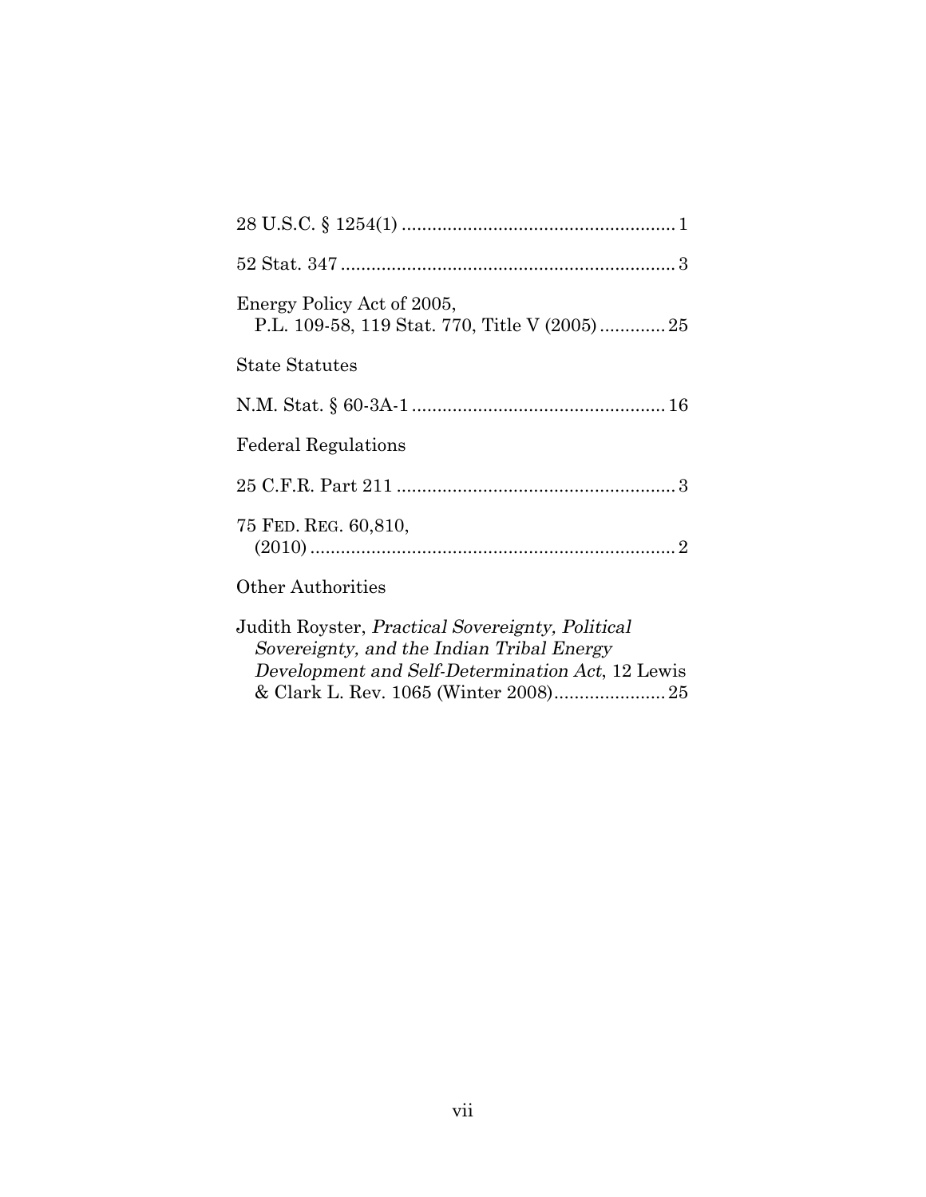28 U.S.C. § 1254(1) ..................................................... 1

52 Stat. 347 .................................................................. 3

Energy Policy Act of 2005,
P.L. 109-58, 119 Stat. 770, Title V (2005) ............. 25

State Statutes

N.M. Stat. § 60-3A-1 .................................................. 16

Federal Regulations

25 C.F.R. Part 211 ....................................................... 3

75 FED. REG. 60,810,
(2010) ........................................................................ 2

Other Authorities

Judith Royster, *Practical Sovereignty, Political Sovereignty, and the Indian Tribal Energy Development and Self-Determination Act*, 12 Lewis & Clark L. Rev. 1065 (Winter 2008) ...................... 25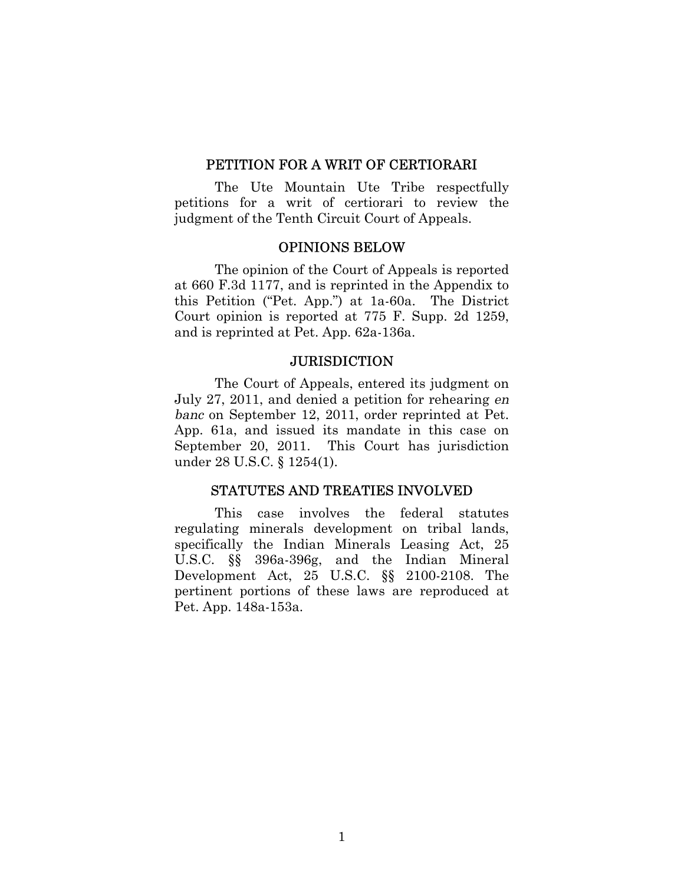## PETITION FOR A WRIT OF CERTIORARI

The Ute Mountain Ute Tribe respectfully petitions for a writ of certiorari to review the judgment of the Tenth Circuit Court of Appeals.

## OPINIONS BELOW

The opinion of the Court of Appeals is reported at 660 F.3d 1177, and is reprinted in the Appendix to this Petition ("Pet. App.") at 1a-60a. The District Court opinion is reported at 775 F. Supp. 2d 1259, and is reprinted at Pet. App. 62a-136a.

## JURISDICTION

The Court of Appeals, entered its judgment on July 27, 2011, and denied a petition for rehearing *en banc* on September 12, 2011, order reprinted at Pet. App. 61a, and issued its mandate in this case on September 20, 2011. This Court has jurisdiction under 28 U.S.C. § 1254(1).

## STATUTES AND TREATIES INVOLVED

This case involves the federal statutes regulating minerals development on tribal lands, specifically the Indian Minerals Leasing Act, 25 U.S.C. §§ 396a-396g, and the Indian Mineral Development Act, 25 U.S.C. §§ 2100-2108. The pertinent portions of these laws are reproduced at Pet. App. 148a-153a.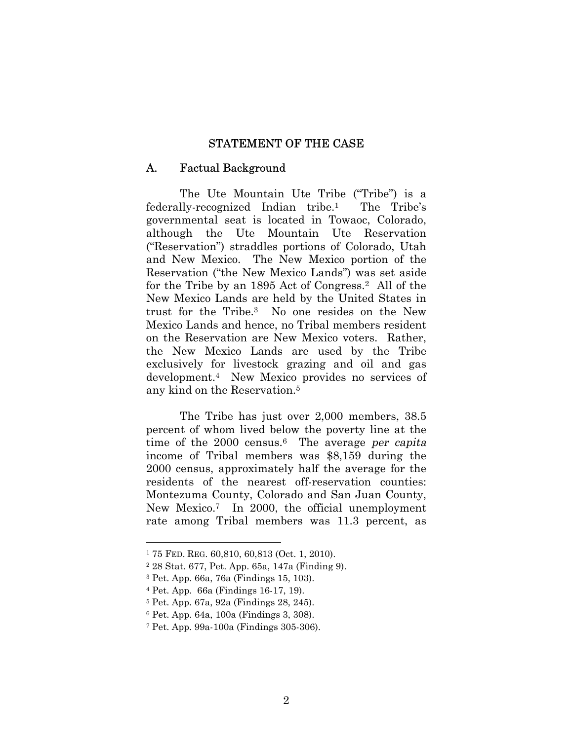## STATEMENT OF THE CASE

### A. Factual Background

The Ute Mountain Ute Tribe ("Tribe") is a federally-recognized Indian tribe.[1] The Tribe's governmental seat is located in Towaoc, Colorado, although the Ute Mountain Ute Reservation ("Reservation") straddles portions of Colorado, Utah and New Mexico. The New Mexico portion of the Reservation ("the New Mexico Lands") was set aside for the Tribe by an 1895 Act of Congress.[2] All of the New Mexico Lands are held by the United States in trust for the Tribe.[3] No one resides on the New Mexico Lands and hence, no Tribal members resident on the Reservation are New Mexico voters. Rather, the New Mexico Lands are used by the Tribe exclusively for livestock grazing and oil and gas development.[4] New Mexico provides no services of any kind on the Reservation.[5]

The Tribe has just over 2,000 members, 38.5 percent of whom lived below the poverty line at the time of the 2000 census.[6] The average *per capita* income of Tribal members was $8,159 during the 2000 census, approximately half the average for the residents of the nearest off-reservation counties: Montezuma County, Colorado and San Juan County, New Mexico.[7] In 2000, the official unemployment rate among Tribal members was 11.3 percent, as

---

[1] 75 FED. REG. 60,810, 60,813 (Oct. 1, 2010).

[2] 28 Stat. 677, Pet. App. 65a, 147a (Finding 9).

[3] Pet. App. 66a, 76a (Findings 15, 103).

[4] Pet. App. 66a (Findings 16-17, 19).

[5] Pet. App. 67a, 92a (Findings 28, 245).

[6] Pet. App. 64a, 100a (Findings 3, 308).

[7] Pet. App. 99a-100a (Findings 305-306).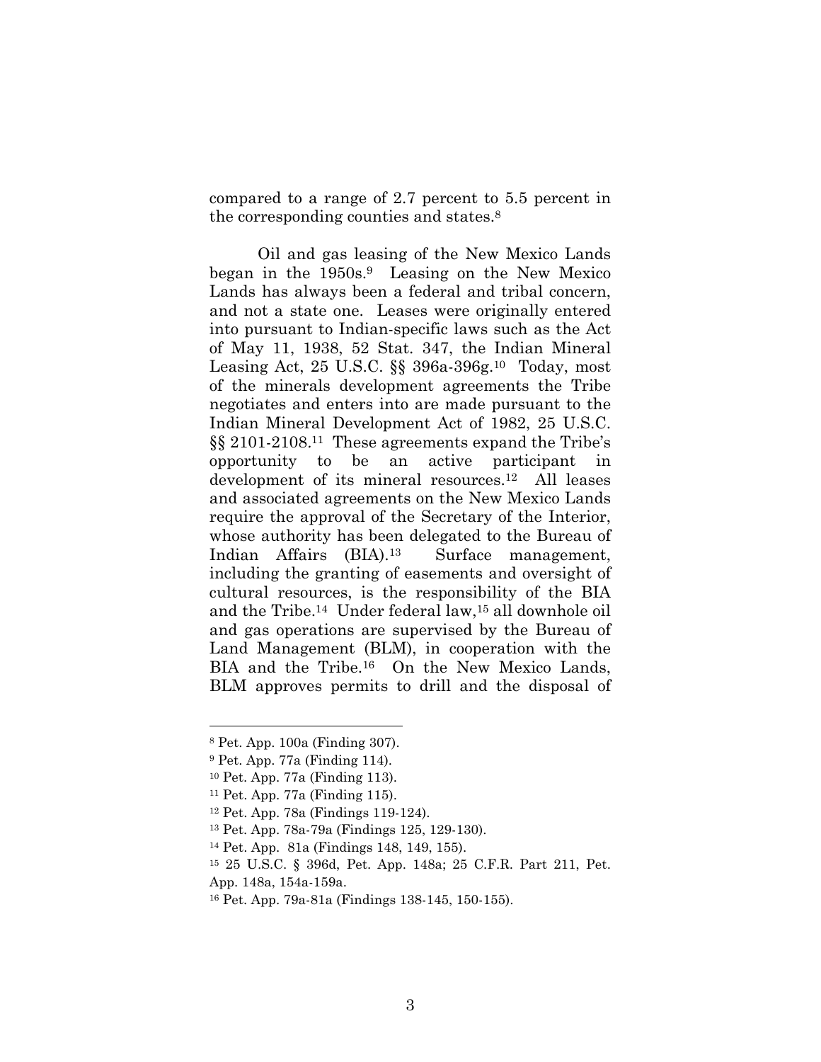compared to a range of 2.7 percent to 5.5 percent in the corresponding counties and states.[8]

Oil and gas leasing of the New Mexico Lands began in the 1950s.[9] Leasing on the New Mexico Lands has always been a federal and tribal concern, and not a state one. Leases were originally entered into pursuant to Indian-specific laws such as the Act of May 11, 1938, 52 Stat. 347, the Indian Mineral Leasing Act, 25 U.S.C. §§ 396a-396g.[10] Today, most of the minerals development agreements the Tribe negotiates and enters into are made pursuant to the Indian Mineral Development Act of 1982, 25 U.S.C. §§ 2101-2108.[11] These agreements expand the Tribe's opportunity to be an active participant in development of its mineral resources.[12] All leases and associated agreements on the New Mexico Lands require the approval of the Secretary of the Interior, whose authority has been delegated to the Bureau of Indian Affairs (BIA).[13] Surface management, including the granting of easements and oversight of cultural resources, is the responsibility of the BIA and the Tribe.[14] Under federal law,[15] all downhole oil and gas operations are supervised by the Bureau of Land Management (BLM), in cooperation with the BIA and the Tribe.[16] On the New Mexico Lands, BLM approves permits to drill and the disposal of

---

[8] Pet. App. 100a (Finding 307).

[9] Pet. App. 77a (Finding 114).

[10] Pet. App. 77a (Finding 113).

[11] Pet. App. 77a (Finding 115).

[12] Pet. App. 78a (Findings 119-124).

[13] Pet. App. 78a-79a (Findings 125, 129-130).

[14] Pet. App. 81a (Findings 148, 149, 155).

[15] 25 U.S.C. § 396d, Pet. App. 148a; 25 C.F.R. Part 211, Pet. App. 148a, 154a-159a.

[16] Pet. App. 79a-81a (Findings 138-145, 150-155).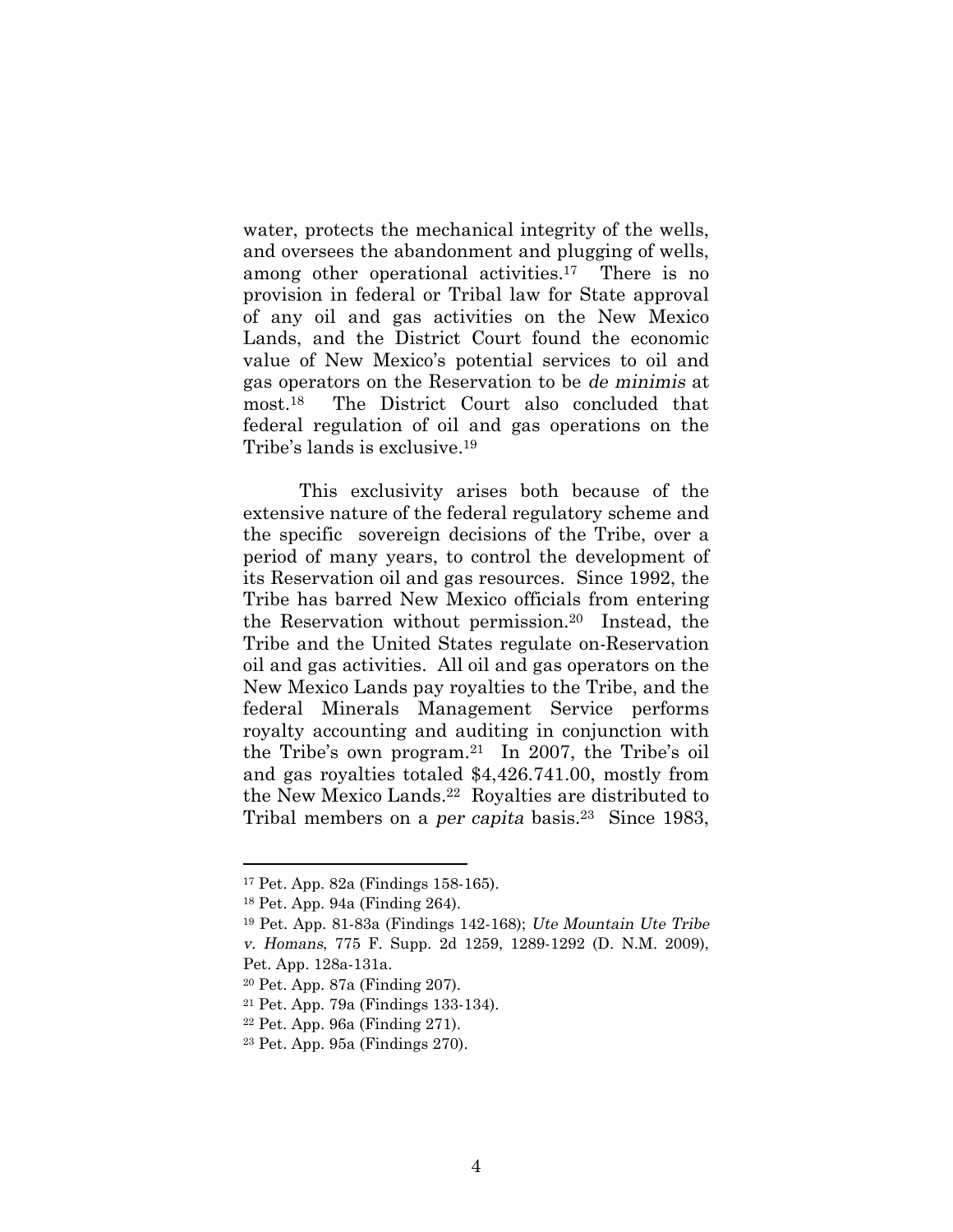water, protects the mechanical integrity of the wells, and oversees the abandonment and plugging of wells, among other operational activities.[17] There is no provision in federal or Tribal law for State approval of any oil and gas activities on the New Mexico Lands, and the District Court found the economic value of New Mexico's potential services to oil and gas operators on the Reservation to be *de minimis* at most.[18] The District Court also concluded that federal regulation of oil and gas operations on the Tribe's lands is exclusive.[19]

This exclusivity arises both because of the extensive nature of the federal regulatory scheme and the specific sovereign decisions of the Tribe, over a period of many years, to control the development of its Reservation oil and gas resources. Since 1992, the Tribe has barred New Mexico officials from entering the Reservation without permission.[20] Instead, the Tribe and the United States regulate on-Reservation oil and gas activities. All oil and gas operators on the New Mexico Lands pay royalties to the Tribe, and the federal Minerals Management Service performs royalty accounting and auditing in conjunction with the Tribe's own program.[21] In 2007, the Tribe's oil and gas royalties totaled $4,426.741.00, mostly from the New Mexico Lands.[22] Royalties are distributed to Tribal members on a *per capita* basis.[23] Since 1983,

---

[17] Pet. App. 82a (Findings 158-165).

[18] Pet. App. 94a (Finding 264).

[19] Pet. App. 81-83a (Findings 142-168); *Ute Mountain Ute Tribe v. Homans*, 775 F. Supp. 2d 1259, 1289-1292 (D. N.M. 2009), Pet. App. 128a-131a.

[20] Pet. App. 87a (Finding 207).

[21] Pet. App. 79a (Findings 133-134).

[22] Pet. App. 96a (Finding 271).

[23] Pet. App. 95a (Findings 270).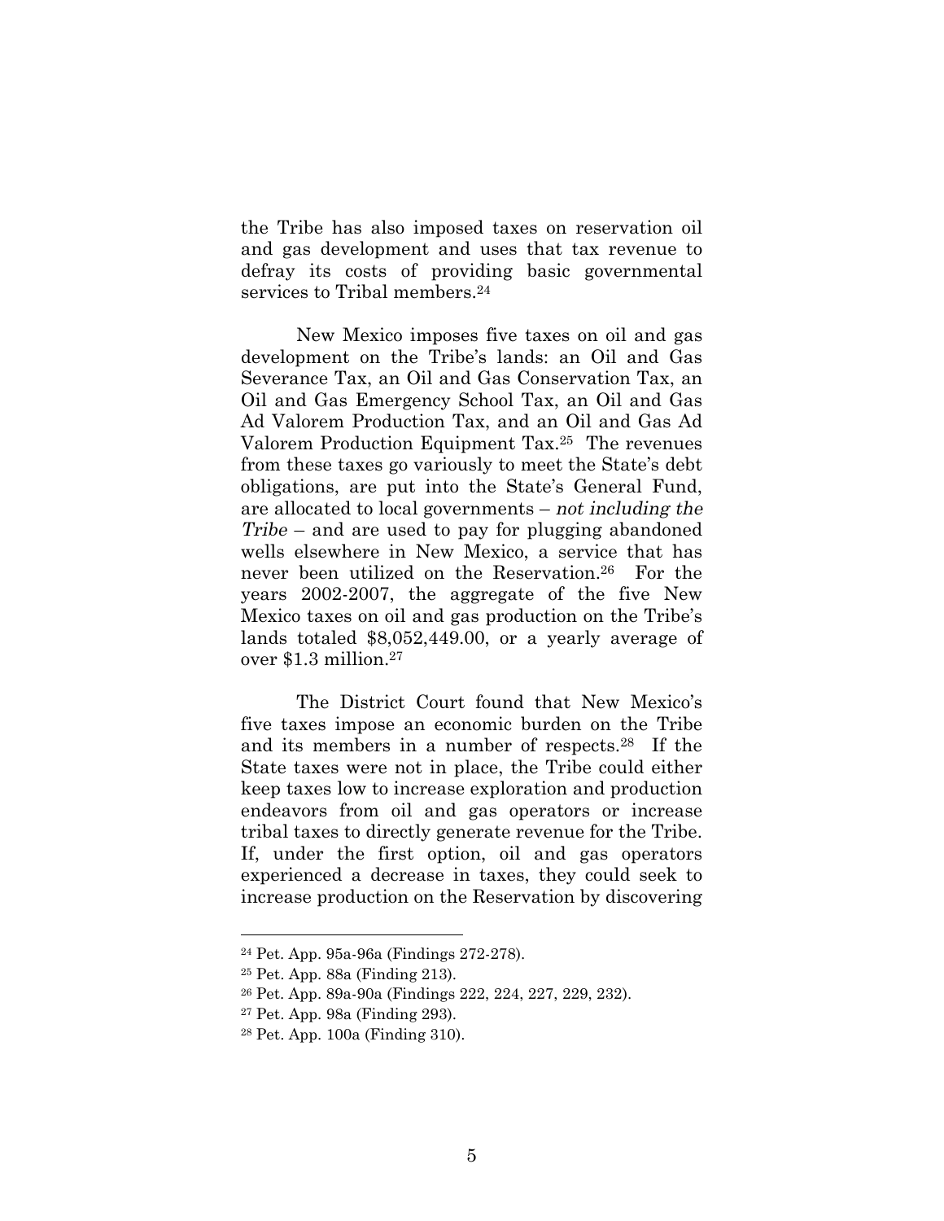the Tribe has also imposed taxes on reservation oil and gas development and uses that tax revenue to defray its costs of providing basic governmental services to Tribal members.[24]

New Mexico imposes five taxes on oil and gas development on the Tribe's lands: an Oil and Gas Severance Tax, an Oil and Gas Conservation Tax, an Oil and Gas Emergency School Tax, an Oil and Gas Ad Valorem Production Tax, and an Oil and Gas Ad Valorem Production Equipment Tax.[25] The revenues from these taxes go variously to meet the State's debt obligations, are put into the State's General Fund, are allocated to local governments – *not including the Tribe* – and are used to pay for plugging abandoned wells elsewhere in New Mexico, a service that has never been utilized on the Reservation.[26] For the years 2002-2007, the aggregate of the five New Mexico taxes on oil and gas production on the Tribe's lands totaled $8,052,449.00, or a yearly average of over $1.3 million.[27]

The District Court found that New Mexico's five taxes impose an economic burden on the Tribe and its members in a number of respects.[28] If the State taxes were not in place, the Tribe could either keep taxes low to increase exploration and production endeavors from oil and gas operators or increase tribal taxes to directly generate revenue for the Tribe. If, under the first option, oil and gas operators experienced a decrease in taxes, they could seek to increase production on the Reservation by discovering

---

[24] Pet. App. 95a-96a (Findings 272-278).

[25] Pet. App. 88a (Finding 213).

[26] Pet. App. 89a-90a (Findings 222, 224, 227, 229, 232).

[27] Pet. App. 98a (Finding 293).

[28] Pet. App. 100a (Finding 310).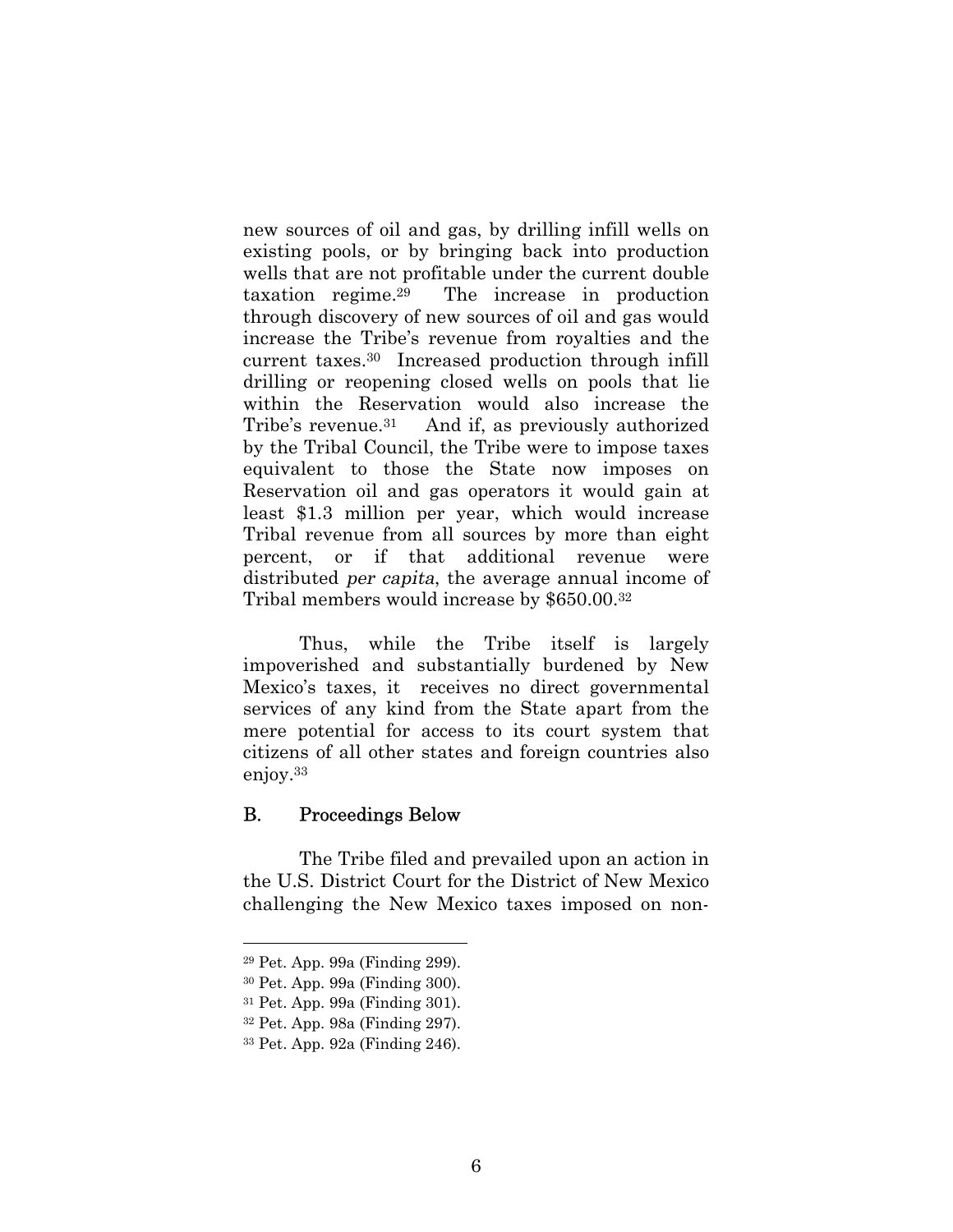new sources of oil and gas, by drilling infill wells on existing pools, or by bringing back into production wells that are not profitable under the current double taxation regime.[29] The increase in production through discovery of new sources of oil and gas would increase the Tribe's revenue from royalties and the current taxes.[30] Increased production through infill drilling or reopening closed wells on pools that lie within the Reservation would also increase the Tribe's revenue.[31] And if, as previously authorized by the Tribal Council, the Tribe were to impose taxes equivalent to those the State now imposes on Reservation oil and gas operators it would gain at least $1.3 million per year, which would increase Tribal revenue from all sources by more than eight percent, or if that additional revenue were distributed *per capita*, the average annual income of Tribal members would increase by $650.00.[32]

Thus, while the Tribe itself is largely impoverished and substantially burdened by New Mexico's taxes, it receives no direct governmental services of any kind from the State apart from the mere potential for access to its court system that citizens of all other states and foreign countries also enjoy.[33]

### B. Proceedings Below

The Tribe filed and prevailed upon an action in the U.S. District Court for the District of New Mexico challenging the New Mexico taxes imposed on non-

---

[29] Pet. App. 99a (Finding 299).

[30] Pet. App. 99a (Finding 300).

[31] Pet. App. 99a (Finding 301).

[32] Pet. App. 98a (Finding 297).

[33] Pet. App. 92a (Finding 246).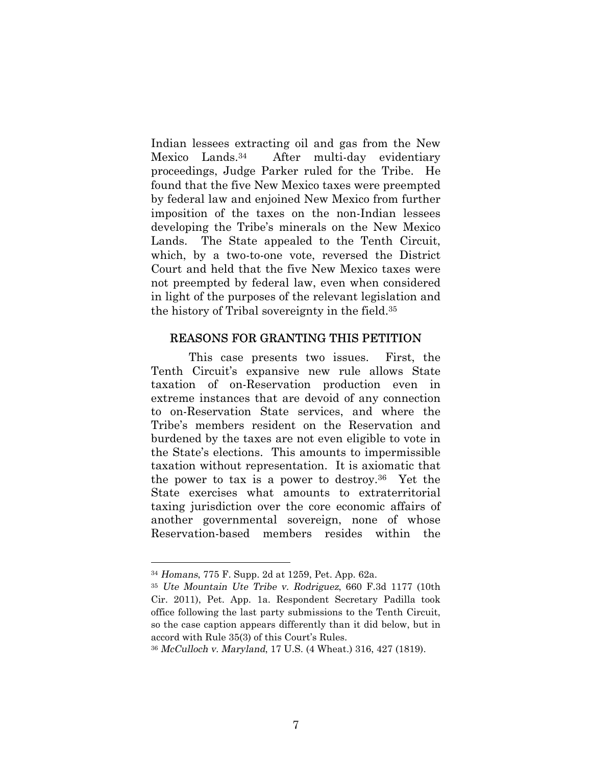Indian lessees extracting oil and gas from the New Mexico Lands.[34] After multi-day evidentiary proceedings, Judge Parker ruled for the Tribe. He found that the five New Mexico taxes were preempted by federal law and enjoined New Mexico from further imposition of the taxes on the non-Indian lessees developing the Tribe's minerals on the New Mexico Lands. The State appealed to the Tenth Circuit, which, by a two-to-one vote, reversed the District Court and held that the five New Mexico taxes were not preempted by federal law, even when considered in light of the purposes of the relevant legislation and the history of Tribal sovereignty in the field.[35]

## REASONS FOR GRANTING THIS PETITION

This case presents two issues. First, the Tenth Circuit's expansive new rule allows State taxation of on-Reservation production even in extreme instances that are devoid of any connection to on-Reservation State services, and where the Tribe's members resident on the Reservation and burdened by the taxes are not even eligible to vote in the State's elections. This amounts to impermissible taxation without representation. It is axiomatic that the power to tax is a power to destroy.[36] Yet the State exercises what amounts to extraterritorial taxing jurisdiction over the core economic affairs of another governmental sovereign, none of whose Reservation-based members resides within the

---

[34] *Homans*, 775 F. Supp. 2d at 1259, Pet. App. 62a.

[35] *Ute Mountain Ute Tribe v. Rodriguez*, 660 F.3d 1177 (10th Cir. 2011), Pet. App. 1a. Respondent Secretary Padilla took office following the last party submissions to the Tenth Circuit, so the case caption appears differently than it did below, but in accord with Rule 35(3) of this Court's Rules.

[36] *McCulloch v. Maryland*, 17 U.S. (4 Wheat.) 316, 427 (1819).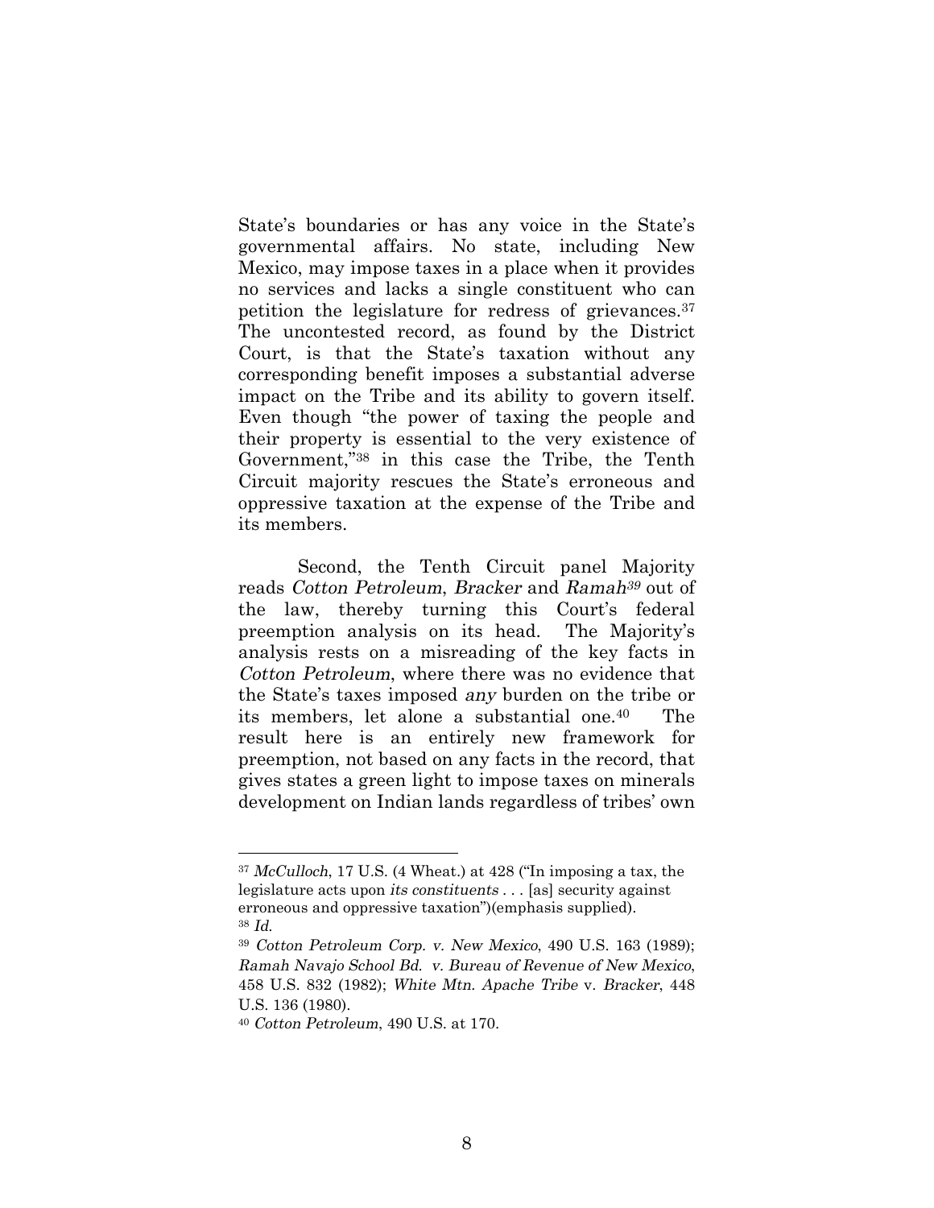State's boundaries or has any voice in the State's governmental affairs. No state, including New Mexico, may impose taxes in a place when it provides no services and lacks a single constituent who can petition the legislature for redress of grievances.[37] The uncontested record, as found by the District Court, is that the State's taxation without any corresponding benefit imposes a substantial adverse impact on the Tribe and its ability to govern itself. Even though "the power of taxing the people and their property is essential to the very existence of Government,"[38] in this case the Tribe, the Tenth Circuit majority rescues the State's erroneous and oppressive taxation at the expense of the Tribe and its members.

Second, the Tenth Circuit panel Majority reads *Cotton Petroleum*, *Bracker* and *Ramah*[39] out of the law, thereby turning this Court's federal preemption analysis on its head. The Majority's analysis rests on a misreading of the key facts in *Cotton Petroleum*, where there was no evidence that the State's taxes imposed *any* burden on the tribe or its members, let alone a substantial one.[40] The result here is an entirely new framework for preemption, not based on any facts in the record, that gives states a green light to impose taxes on minerals development on Indian lands regardless of tribes' own

---

[37] *McCulloch*, 17 U.S. (4 Wheat.) at 428 ("In imposing a tax, the legislature acts upon *its constituents* . . . [as] security against erroneous and oppressive taxation")(emphasis supplied).

[38] *Id.*

[39] *Cotton Petroleum Corp. v. New Mexico*, 490 U.S. 163 (1989); *Ramah Navajo School Bd. v. Bureau of Revenue of New Mexico*, 458 U.S. 832 (1982); *White Mtn. Apache Tribe* v. *Bracker*, 448 U.S. 136 (1980).

[40] *Cotton Petroleum*, 490 U.S. at 170.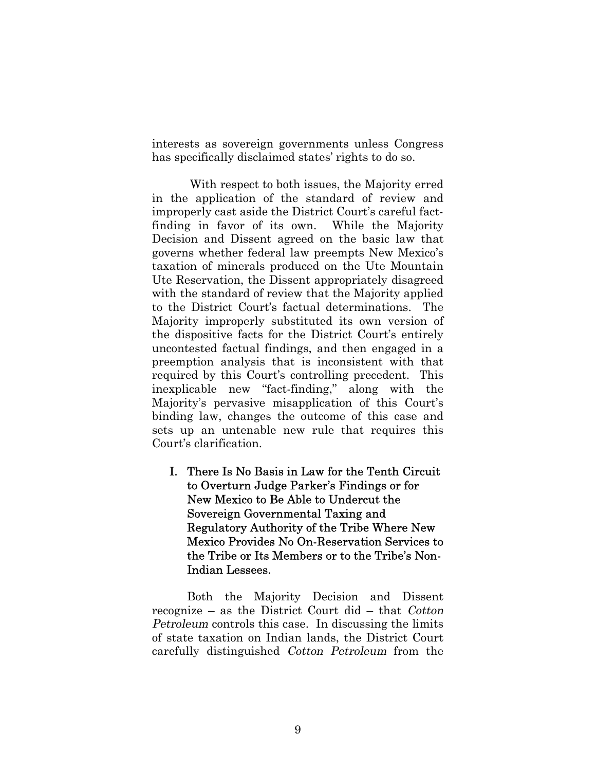interests as sovereign governments unless Congress has specifically disclaimed states' rights to do so.

With respect to both issues, the Majority erred in the application of the standard of review and improperly cast aside the District Court's careful fact-finding in favor of its own. While the Majority Decision and Dissent agreed on the basic law that governs whether federal law preempts New Mexico's taxation of minerals produced on the Ute Mountain Ute Reservation, the Dissent appropriately disagreed with the standard of review that the Majority applied to the District Court's factual determinations. The Majority improperly substituted its own version of the dispositive facts for the District Court's entirely uncontested factual findings, and then engaged in a preemption analysis that is inconsistent with that required by this Court's controlling precedent. This inexplicable new "fact-finding," along with the Majority's pervasive misapplication of this Court's binding law, changes the outcome of this case and sets up an untenable new rule that requires this Court's clarification.

## I. There Is No Basis in Law for the Tenth Circuit to Overturn Judge Parker's Findings or for New Mexico to Be Able to Undercut the Sovereign Governmental Taxing and Regulatory Authority of the Tribe Where New Mexico Provides No On-Reservation Services to the Tribe or Its Members or to the Tribe's Non-Indian Lessees.

Both the Majority Decision and Dissent recognize – as the District Court did – that *Cotton Petroleum* controls this case. In discussing the limits of state taxation on Indian lands, the District Court carefully distinguished *Cotton Petroleum* from the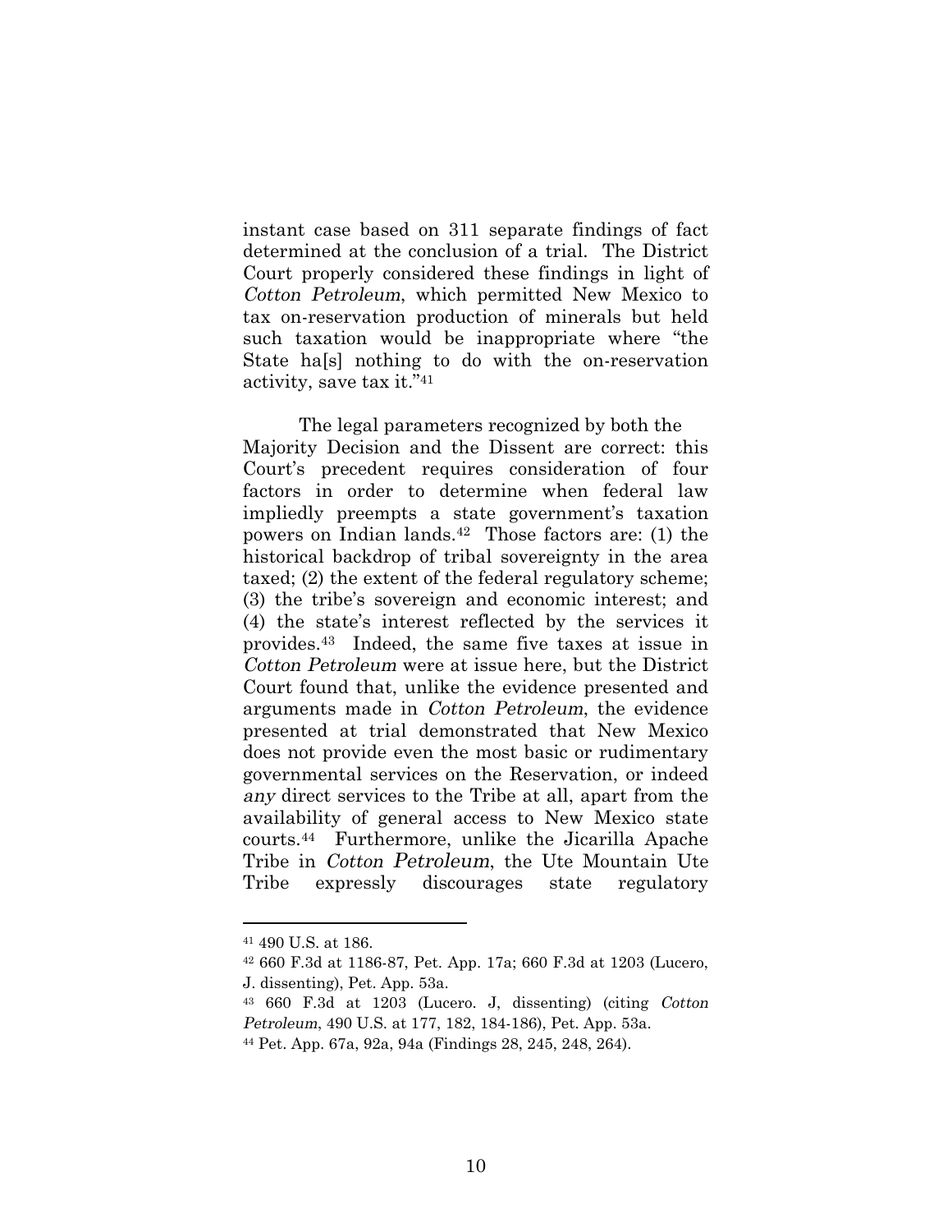instant case based on 311 separate findings of fact determined at the conclusion of a trial. The District Court properly considered these findings in light of *Cotton Petroleum*, which permitted New Mexico to tax on-reservation production of minerals but held such taxation would be inappropriate where "the State ha[s] nothing to do with the on-reservation activity, save tax it."[41]

The legal parameters recognized by both the Majority Decision and the Dissent are correct: this Court's precedent requires consideration of four factors in order to determine when federal law impliedly preempts a state government's taxation powers on Indian lands.[42] Those factors are: (1) the historical backdrop of tribal sovereignty in the area taxed; (2) the extent of the federal regulatory scheme; (3) the tribe's sovereign and economic interest; and (4) the state's interest reflected by the services it provides.[43] Indeed, the same five taxes at issue in *Cotton Petroleum* were at issue here, but the District Court found that, unlike the evidence presented and arguments made in *Cotton Petroleum*, the evidence presented at trial demonstrated that New Mexico does not provide even the most basic or rudimentary governmental services on the Reservation, or indeed *any* direct services to the Tribe at all, apart from the availability of general access to New Mexico state courts.[44] Furthermore, unlike the Jicarilla Apache Tribe in *Cotton Petroleum*, the Ute Mountain Ute Tribe expressly discourages state regulatory

---

[41] 490 U.S. at 186.

[42] 660 F.3d at 1186-87, Pet. App. 17a; 660 F.3d at 1203 (Lucero, J. dissenting), Pet. App. 53a.

[43] 660 F.3d at 1203 (Lucero. J, dissenting) (citing *Cotton Petroleum*, 490 U.S. at 177, 182, 184-186), Pet. App. 53a.

[44] Pet. App. 67a, 92a, 94a (Findings 28, 245, 248, 264).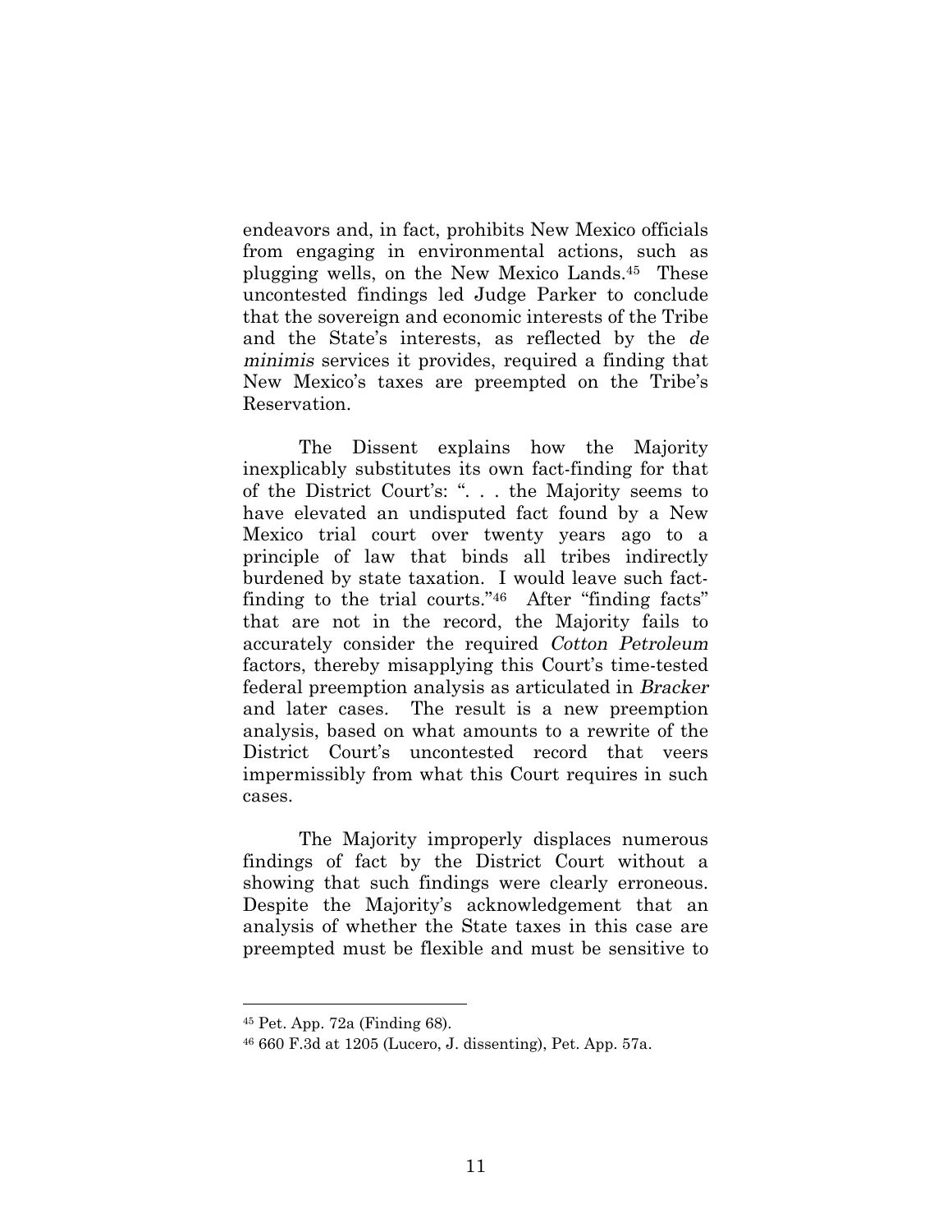endeavors and, in fact, prohibits New Mexico officials from engaging in environmental actions, such as plugging wells, on the New Mexico Lands.[45] These uncontested findings led Judge Parker to conclude that the sovereign and economic interests of the Tribe and the State's interests, as reflected by the *de minimis* services it provides, required a finding that New Mexico's taxes are preempted on the Tribe's Reservation.

The Dissent explains how the Majority inexplicably substitutes its own fact-finding for that of the District Court's: ". . . the Majority seems to have elevated an undisputed fact found by a New Mexico trial court over twenty years ago to a principle of law that binds all tribes indirectly burdened by state taxation. I would leave such fact-finding to the trial courts."[46] After "finding facts" that are not in the record, the Majority fails to accurately consider the required *Cotton Petroleum* factors, thereby misapplying this Court's time-tested federal preemption analysis as articulated in *Bracker* and later cases. The result is a new preemption analysis, based on what amounts to a rewrite of the District Court's uncontested record that veers impermissibly from what this Court requires in such cases.

The Majority improperly displaces numerous findings of fact by the District Court without a showing that such findings were clearly erroneous. Despite the Majority's acknowledgement that an analysis of whether the State taxes in this case are preempted must be flexible and must be sensitive to

---

[45] Pet. App. 72a (Finding 68).

[46] 660 F.3d at 1205 (Lucero, J. dissenting), Pet. App. 57a.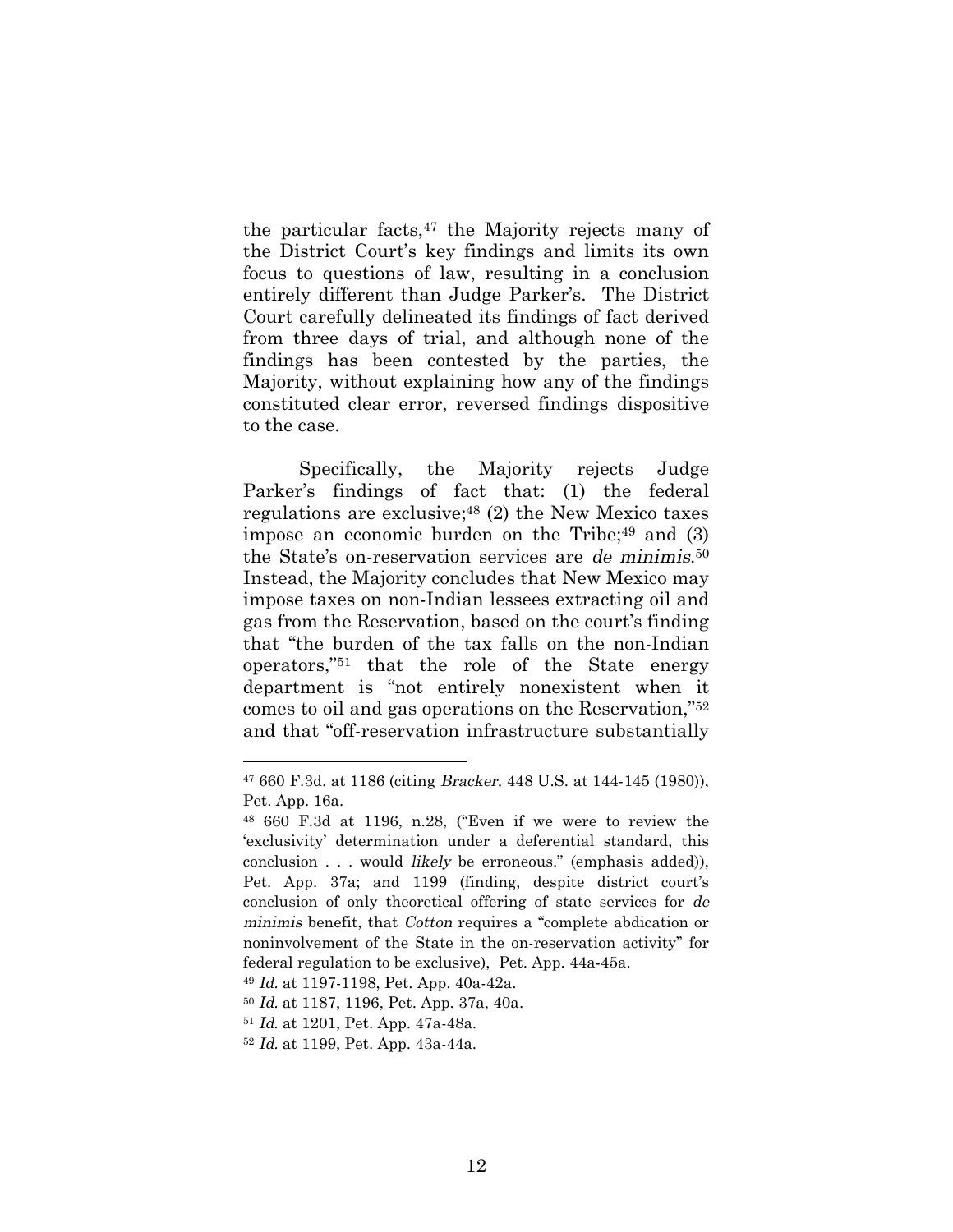the particular facts,[47] the Majority rejects many of the District Court's key findings and limits its own focus to questions of law, resulting in a conclusion entirely different than Judge Parker's. The District Court carefully delineated its findings of fact derived from three days of trial, and although none of the findings has been contested by the parties, the Majority, without explaining how any of the findings constituted clear error, reversed findings dispositive to the case.

Specifically, the Majority rejects Judge Parker's findings of fact that: (1) the federal regulations are exclusive;[48] (2) the New Mexico taxes impose an economic burden on the Tribe;[49] and (3) the State's on-reservation services are *de minimis*.[50] Instead, the Majority concludes that New Mexico may impose taxes on non-Indian lessees extracting oil and gas from the Reservation, based on the court's finding that "the burden of the tax falls on the non-Indian operators,"[51] that the role of the State energy department is "not entirely nonexistent when it comes to oil and gas operations on the Reservation,"[52] and that "off-reservation infrastructure substantially

---

[47] 660 F.3d. at 1186 (citing *Bracker,* 448 U.S. at 144-145 (1980)), Pet. App. 16a.

[48] 660 F.3d at 1196, n.28, ("Even if we were to review the 'exclusivity' determination under a deferential standard, this conclusion . . . would *likely* be erroneous." (emphasis added)), Pet. App. 37a; and 1199 (finding, despite district court's conclusion of only theoretical offering of state services for *de minimis* benefit, that *Cotton* requires a "complete abdication or noninvolvement of the State in the on-reservation activity" for federal regulation to be exclusive), Pet. App. 44a-45a.

[49] *Id.* at 1197-1198, Pet. App. 40a-42a.

[50] *Id.* at 1187, 1196, Pet. App. 37a, 40a.

[51] *Id.* at 1201, Pet. App. 47a-48a.

[52] *Id.* at 1199, Pet. App. 43a-44a.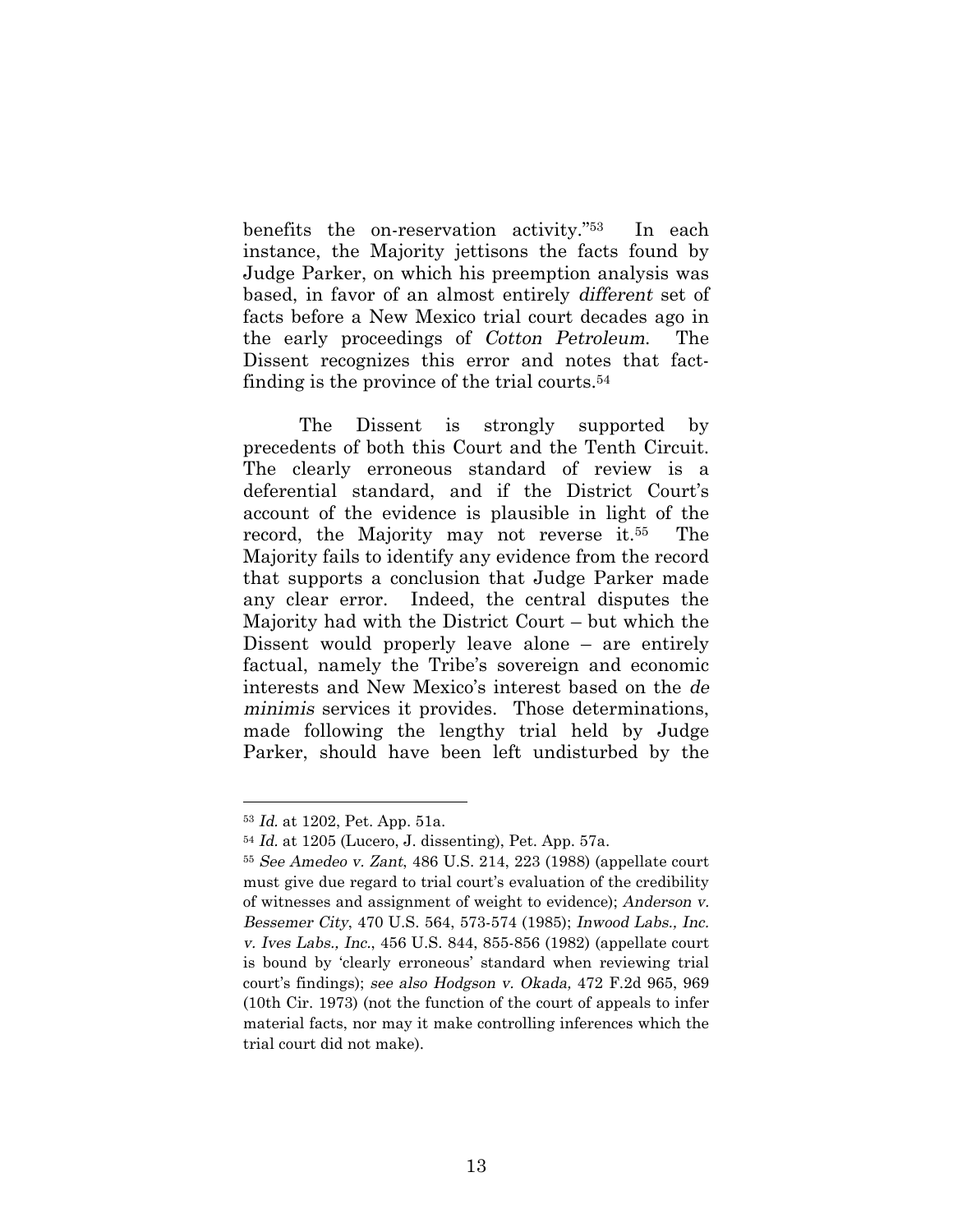benefits the on-reservation activity."[53] In each instance, the Majority jettisons the facts found by Judge Parker, on which his preemption analysis was based, in favor of an almost entirely *different* set of facts before a New Mexico trial court decades ago in the early proceedings of *Cotton Petroleum*. The Dissent recognizes this error and notes that fact-finding is the province of the trial courts.[54]

The Dissent is strongly supported by precedents of both this Court and the Tenth Circuit. The clearly erroneous standard of review is a deferential standard, and if the District Court's account of the evidence is plausible in light of the record, the Majority may not reverse it.[55] The Majority fails to identify any evidence from the record that supports a conclusion that Judge Parker made any clear error. Indeed, the central disputes the Majority had with the District Court – but which the Dissent would properly leave alone – are entirely factual, namely the Tribe's sovereign and economic interests and New Mexico's interest based on the *de minimis* services it provides. Those determinations, made following the lengthy trial held by Judge Parker, should have been left undisturbed by the

---

[53] *Id.* at 1202, Pet. App. 51a.

[54] *Id.* at 1205 (Lucero, J. dissenting), Pet. App. 57a.

[55] *See Amedeo v. Zant*, 486 U.S. 214, 223 (1988) (appellate court must give due regard to trial court's evaluation of the credibility of witnesses and assignment of weight to evidence); *Anderson v. Bessemer City*, 470 U.S. 564, 573-574 (1985); *Inwood Labs., Inc. v. Ives Labs., Inc.*, 456 U.S. 844, 855-856 (1982) (appellate court is bound by 'clearly erroneous' standard when reviewing trial court's findings); *see also Hodgson v. Okada,* 472 F.2d 965, 969 (10th Cir. 1973) (not the function of the court of appeals to infer material facts, nor may it make controlling inferences which the trial court did not make).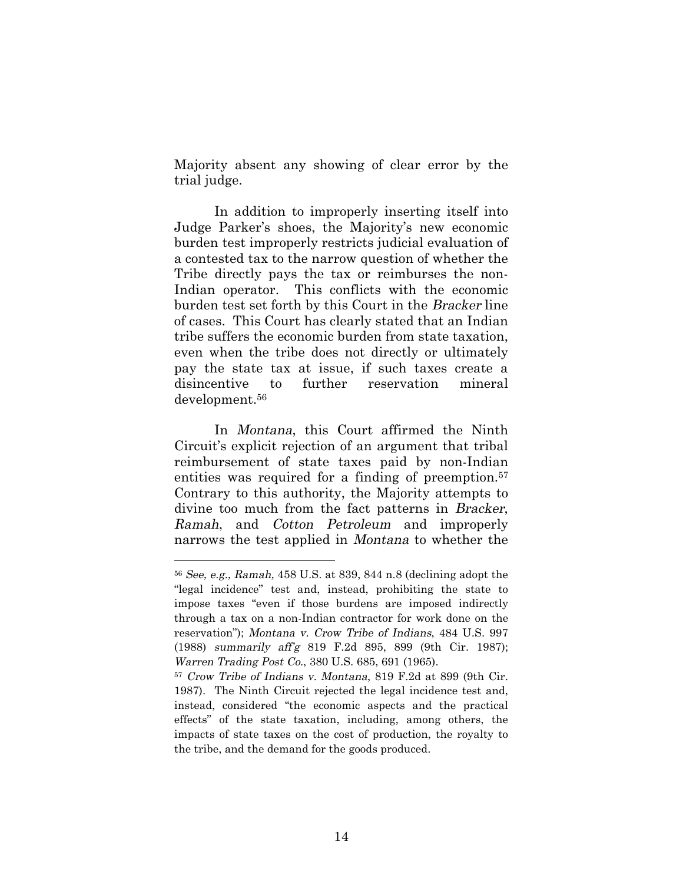Majority absent any showing of clear error by the trial judge.

In addition to improperly inserting itself into Judge Parker's shoes, the Majority's new economic burden test improperly restricts judicial evaluation of a contested tax to the narrow question of whether the Tribe directly pays the tax or reimburses the non-Indian operator. This conflicts with the economic burden test set forth by this Court in the *Bracker* line of cases. This Court has clearly stated that an Indian tribe suffers the economic burden from state taxation, even when the tribe does not directly or ultimately pay the state tax at issue, if such taxes create a disincentive to further reservation mineral development.[56]

In *Montana*, this Court affirmed the Ninth Circuit's explicit rejection of an argument that tribal reimbursement of state taxes paid by non-Indian entities was required for a finding of preemption.[57] Contrary to this authority, the Majority attempts to divine too much from the fact patterns in *Bracker*, *Ramah*, and *Cotton Petroleum* and improperly narrows the test applied in *Montana* to whether the

---

[56] *See, e.g., Ramah,* 458 U.S. at 839, 844 n.8 (declining adopt the "legal incidence" test and, instead, prohibiting the state to impose taxes "even if those burdens are imposed indirectly through a tax on a non-Indian contractor for work done on the reservation"); *Montana v. Crow Tribe of Indians*, 484 U.S. 997 (1988) *summarily aff'g* 819 F.2d 895, 899 (9th Cir. 1987); *Warren Trading Post Co.*, 380 U.S. 685, 691 (1965).

[57] *Crow Tribe of Indians v. Montana*, 819 F.2d at 899 (9th Cir. 1987). The Ninth Circuit rejected the legal incidence test and, instead, considered "the economic aspects and the practical effects" of the state taxation, including, among others, the impacts of state taxes on the cost of production, the royalty to the tribe, and the demand for the goods produced.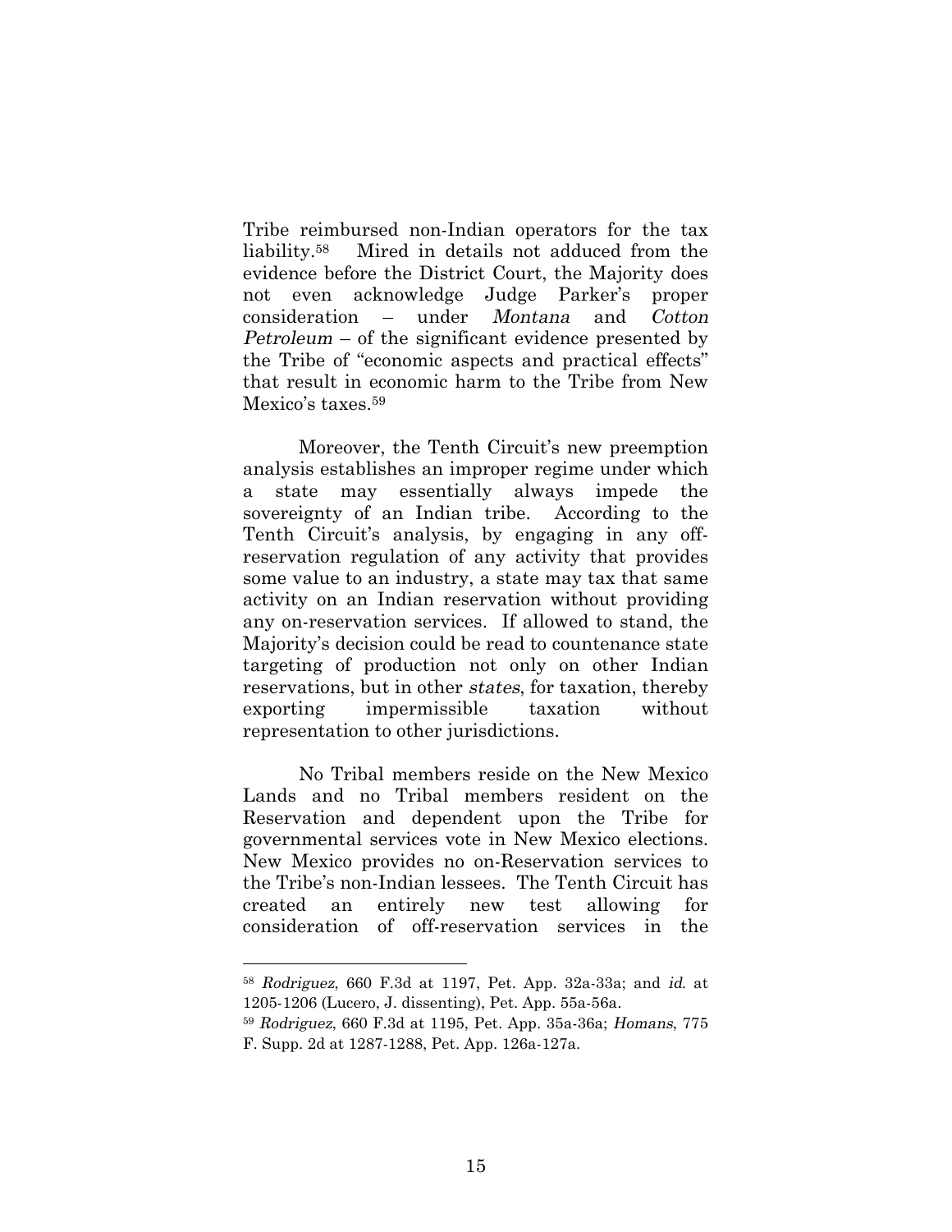Tribe reimbursed non-Indian operators for the tax liability.[58] Mired in details not adduced from the evidence before the District Court, the Majority does not even acknowledge Judge Parker's proper consideration – under *Montana* and *Cotton Petroleum* – of the significant evidence presented by the Tribe of "economic aspects and practical effects" that result in economic harm to the Tribe from New Mexico's taxes.[59]

Moreover, the Tenth Circuit's new preemption analysis establishes an improper regime under which a state may essentially always impede the sovereignty of an Indian tribe. According to the Tenth Circuit's analysis, by engaging in any off-reservation regulation of any activity that provides some value to an industry, a state may tax that same activity on an Indian reservation without providing any on-reservation services. If allowed to stand, the Majority's decision could be read to countenance state targeting of production not only on other Indian reservations, but in other *states*, for taxation, thereby exporting impermissible taxation without representation to other jurisdictions.

No Tribal members reside on the New Mexico Lands and no Tribal members resident on the Reservation and dependent upon the Tribe for governmental services vote in New Mexico elections. New Mexico provides no on-Reservation services to the Tribe's non-Indian lessees. The Tenth Circuit has created an entirely new test allowing for consideration of off-reservation services in the

---

[58] *Rodriguez*, 660 F.3d at 1197, Pet. App. 32a-33a; and *id.* at 1205-1206 (Lucero, J. dissenting), Pet. App. 55a-56a.

[59] *Rodriguez*, 660 F.3d at 1195, Pet. App. 35a-36a; *Homans*, 775 F. Supp. 2d at 1287-1288, Pet. App. 126a-127a.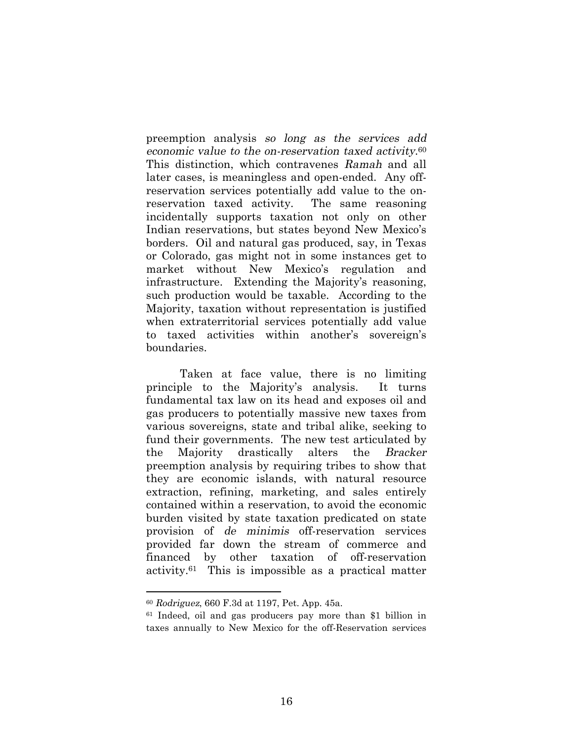preemption analysis *so long as the services add economic value to the on-reservation taxed activity*.[60] This distinction, which contravenes *Ramah* and all later cases, is meaningless and open-ended. Any off-reservation services potentially add value to the on-reservation taxed activity. The same reasoning incidentally supports taxation not only on other Indian reservations, but states beyond New Mexico's borders. Oil and natural gas produced, say, in Texas or Colorado, gas might not in some instances get to market without New Mexico's regulation and infrastructure. Extending the Majority's reasoning, such production would be taxable. According to the Majority, taxation without representation is justified when extraterritorial services potentially add value to taxed activities within another's sovereign's boundaries.

Taken at face value, there is no limiting principle to the Majority's analysis. It turns fundamental tax law on its head and exposes oil and gas producers to potentially massive new taxes from various sovereigns, state and tribal alike, seeking to fund their governments. The new test articulated by the Majority drastically alters the *Bracker* preemption analysis by requiring tribes to show that they are economic islands, with natural resource extraction, refining, marketing, and sales entirely contained within a reservation, to avoid the economic burden visited by state taxation predicated on state provision of *de minimis* off-reservation services provided far down the stream of commerce and financed by other taxation of off-reservation activity.[61] This is impossible as a practical matter

---

[60] *Rodriguez*, 660 F.3d at 1197, Pet. App. 45a.

[61] Indeed, oil and gas producers pay more than $1 billion in taxes annually to New Mexico for the off-Reservation services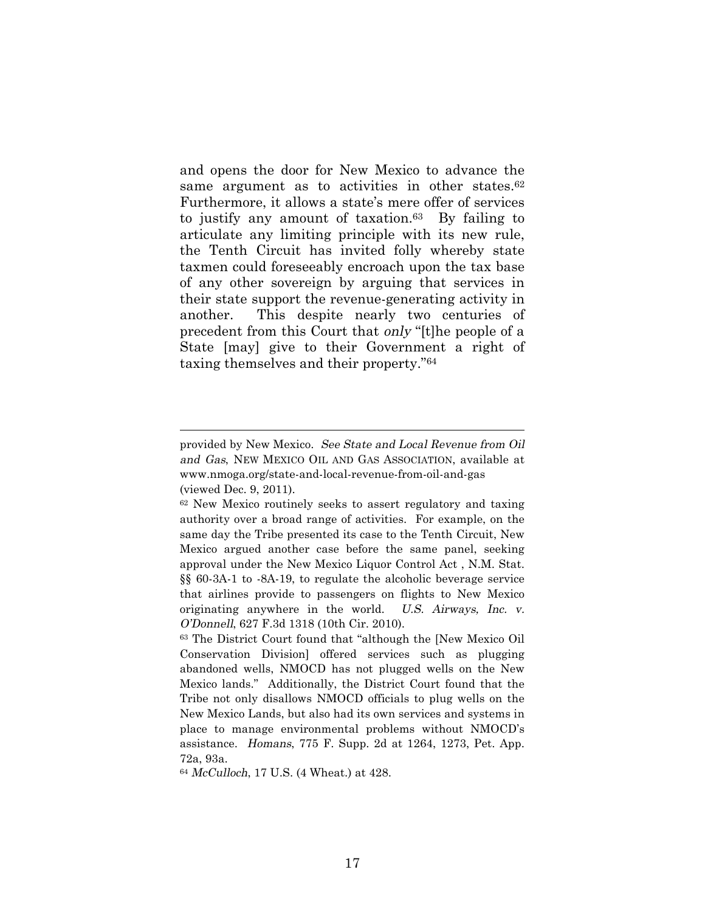and opens the door for New Mexico to advance the same argument as to activities in other states.[62] Furthermore, it allows a state's mere offer of services to justify any amount of taxation.[63] By failing to articulate any limiting principle with its new rule, the Tenth Circuit has invited folly whereby state taxmen could foreseeably encroach upon the tax base of any other sovereign by arguing that services in their state support the revenue-generating activity in another. This despite nearly two centuries of precedent from this Court that *only* "[t]he people of a State [may] give to their Government a right of taxing themselves and their property."[64]

---

provided by New Mexico. *See State and Local Revenue from Oil and Gas*, NEW MEXICO OIL AND GAS ASSOCIATION, available at www.nmoga.org/state-and-local-revenue-from-oil-and-gas (viewed Dec. 9, 2011).

[62] New Mexico routinely seeks to assert regulatory and taxing authority over a broad range of activities. For example, on the same day the Tribe presented its case to the Tenth Circuit, New Mexico argued another case before the same panel, seeking approval under the New Mexico Liquor Control Act , N.M. Stat. §§ 60-3A-1 to -8A-19, to regulate the alcoholic beverage service that airlines provide to passengers on flights to New Mexico originating anywhere in the world. *U.S. Airways, Inc. v. O'Donnell*, 627 F.3d 1318 (10th Cir. 2010).

[63] The District Court found that "although the [New Mexico Oil Conservation Division] offered services such as plugging abandoned wells, NMOCD has not plugged wells on the New Mexico lands." Additionally, the District Court found that the Tribe not only disallows NMOCD officials to plug wells on the New Mexico Lands, but also had its own services and systems in place to manage environmental problems without NMOCD's assistance. *Homans*, 775 F. Supp. 2d at 1264, 1273, Pet. App. 72a, 93a.

[64] *McCulloch*, 17 U.S. (4 Wheat.) at 428.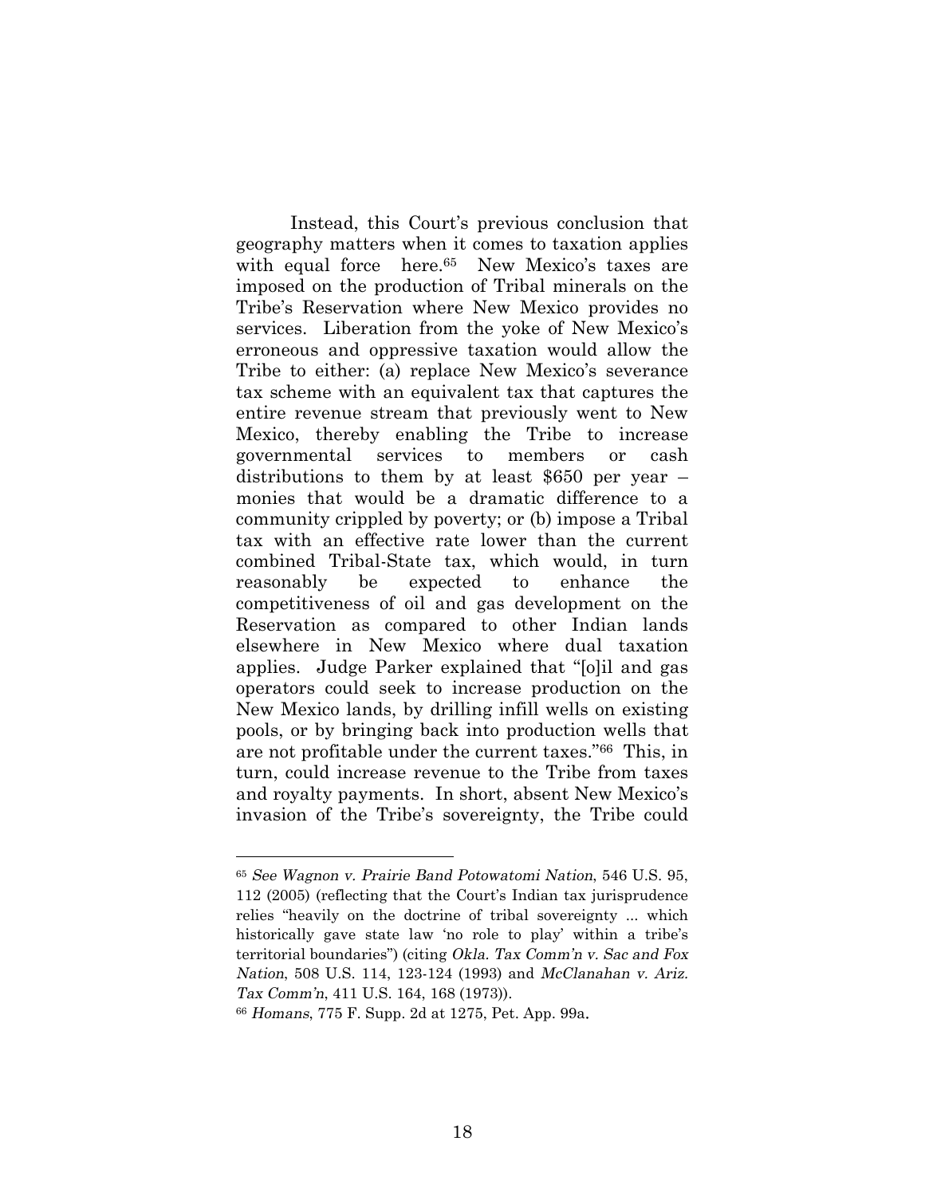Instead, this Court's previous conclusion that geography matters when it comes to taxation applies with equal force here.[65] New Mexico's taxes are imposed on the production of Tribal minerals on the Tribe's Reservation where New Mexico provides no services. Liberation from the yoke of New Mexico's erroneous and oppressive taxation would allow the Tribe to either: (a) replace New Mexico's severance tax scheme with an equivalent tax that captures the entire revenue stream that previously went to New Mexico, thereby enabling the Tribe to increase governmental services to members or cash distributions to them by at least $650 per year – monies that would be a dramatic difference to a community crippled by poverty; or (b) impose a Tribal tax with an effective rate lower than the current combined Tribal-State tax, which would, in turn reasonably be expected to enhance the competitiveness of oil and gas development on the Reservation as compared to other Indian lands elsewhere in New Mexico where dual taxation applies. Judge Parker explained that "[o]il and gas operators could seek to increase production on the New Mexico lands, by drilling infill wells on existing pools, or by bringing back into production wells that are not profitable under the current taxes."[66] This, in turn, could increase revenue to the Tribe from taxes and royalty payments. In short, absent New Mexico's invasion of the Tribe's sovereignty, the Tribe could

---

[65] *See Wagnon v. Prairie Band Potowatomi Nation*, 546 U.S. 95, 112 (2005) (reflecting that the Court's Indian tax jurisprudence relies "heavily on the doctrine of tribal sovereignty ... which historically gave state law 'no role to play' within a tribe's territorial boundaries") (citing *Okla. Tax Comm'n v. Sac and Fox Nation*, 508 U.S. 114, 123-124 (1993) and *McClanahan v. Ariz. Tax Comm'n*, 411 U.S. 164, 168 (1973)).

[66] *Homans*, 775 F. Supp. 2d at 1275, Pet. App. 99a.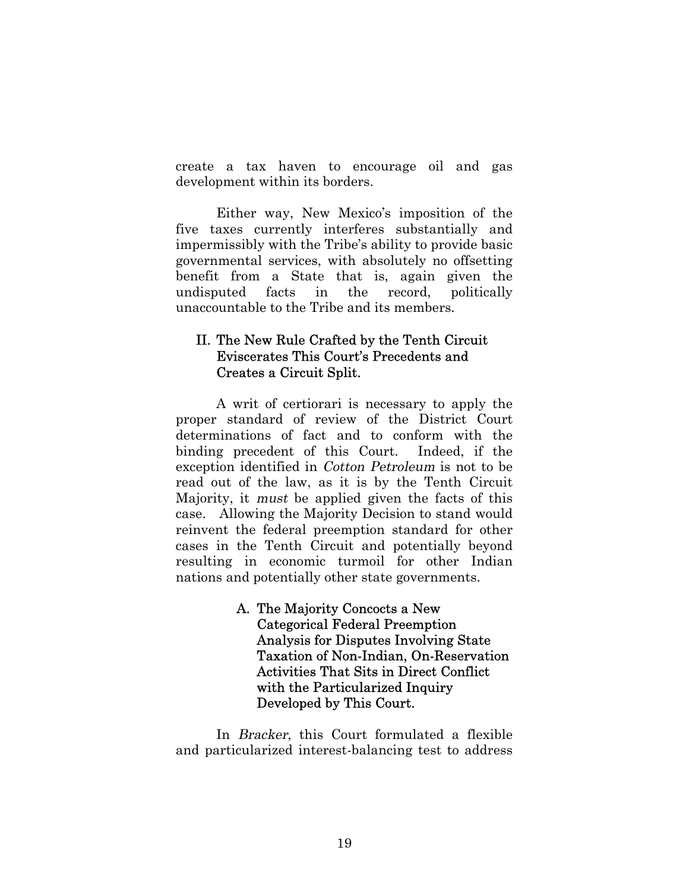create a tax haven to encourage oil and gas development within its borders.

Either way, New Mexico's imposition of the five taxes currently interferes substantially and impermissibly with the Tribe's ability to provide basic governmental services, with absolutely no offsetting benefit from a State that is, again given the undisputed facts in the record, politically unaccountable to the Tribe and its members.

## II. The New Rule Crafted by the Tenth Circuit Eviscerates This Court's Precedents and Creates a Circuit Split.

A writ of certiorari is necessary to apply the proper standard of review of the District Court determinations of fact and to conform with the binding precedent of this Court. Indeed, if the exception identified in *Cotton Petroleum* is not to be read out of the law, as it is by the Tenth Circuit Majority, it *must* be applied given the facts of this case. Allowing the Majority Decision to stand would reinvent the federal preemption standard for other cases in the Tenth Circuit and potentially beyond resulting in economic turmoil for other Indian nations and potentially other state governments.

### A. The Majority Concocts a New Categorical Federal Preemption Analysis for Disputes Involving State Taxation of Non-Indian, On-Reservation Activities That Sits in Direct Conflict with the Particularized Inquiry Developed by This Court.

In *Bracker*, this Court formulated a flexible and particularized interest-balancing test to address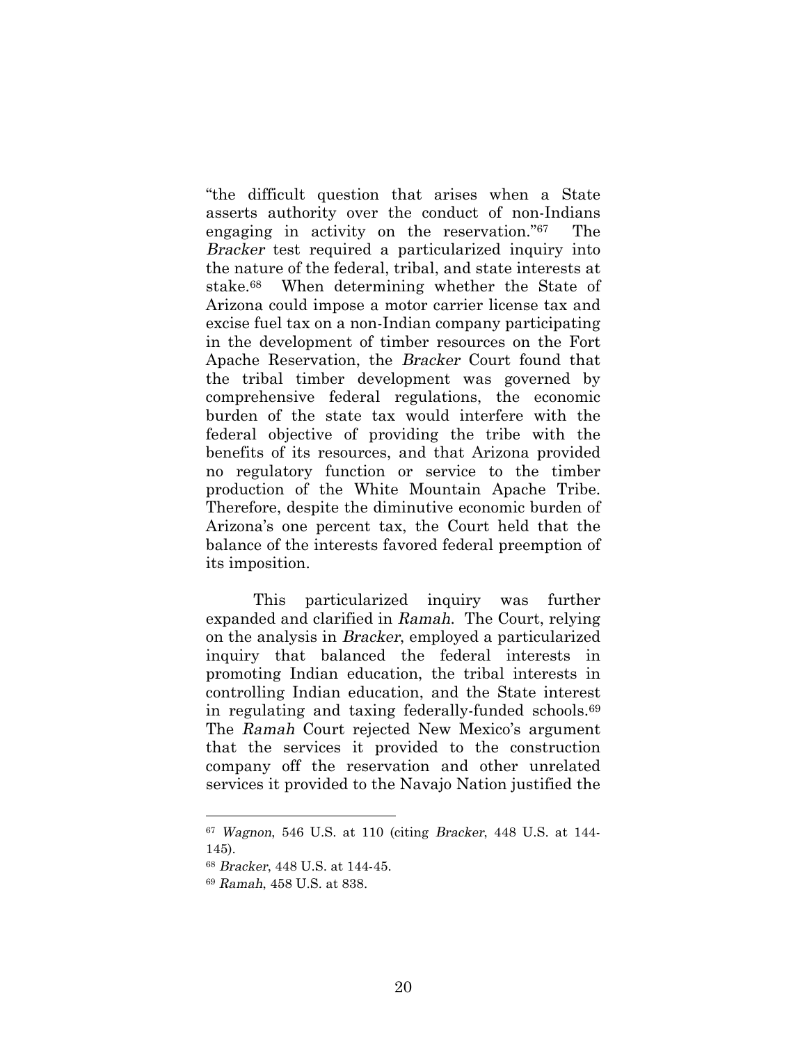"the difficult question that arises when a State asserts authority over the conduct of non-Indians engaging in activity on the reservation."[67] The *Bracker* test required a particularized inquiry into the nature of the federal, tribal, and state interests at stake.[68] When determining whether the State of Arizona could impose a motor carrier license tax and excise fuel tax on a non-Indian company participating in the development of timber resources on the Fort Apache Reservation, the *Bracker* Court found that the tribal timber development was governed by comprehensive federal regulations, the economic burden of the state tax would interfere with the federal objective of providing the tribe with the benefits of its resources, and that Arizona provided no regulatory function or service to the timber production of the White Mountain Apache Tribe. Therefore, despite the diminutive economic burden of Arizona's one percent tax, the Court held that the balance of the interests favored federal preemption of its imposition.

This particularized inquiry was further expanded and clarified in *Ramah*. The Court, relying on the analysis in *Bracker*, employed a particularized inquiry that balanced the federal interests in promoting Indian education, the tribal interests in controlling Indian education, and the State interest in regulating and taxing federally-funded schools.[69] The *Ramah* Court rejected New Mexico's argument that the services it provided to the construction company off the reservation and other unrelated services it provided to the Navajo Nation justified the

---

[67] *Wagnon*, 546 U.S. at 110 (citing *Bracker*, 448 U.S. at 144-145).

[68] *Bracker*, 448 U.S. at 144-45.

[69] *Ramah*, 458 U.S. at 838.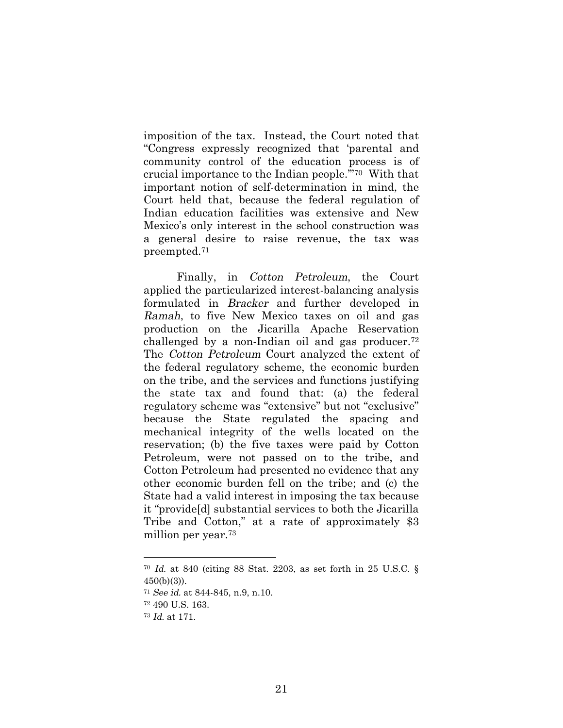imposition of the tax. Instead, the Court noted that "Congress expressly recognized that 'parental and community control of the education process is of crucial importance to the Indian people.'"[70] With that important notion of self-determination in mind, the Court held that, because the federal regulation of Indian education facilities was extensive and New Mexico's only interest in the school construction was a general desire to raise revenue, the tax was preempted.[71]

Finally, in *Cotton Petroleum*, the Court applied the particularized interest-balancing analysis formulated in *Bracker* and further developed in *Ramah*, to five New Mexico taxes on oil and gas production on the Jicarilla Apache Reservation challenged by a non-Indian oil and gas producer.[72] The *Cotton Petroleum* Court analyzed the extent of the federal regulatory scheme, the economic burden on the tribe, and the services and functions justifying the state tax and found that: (a) the federal regulatory scheme was "extensive" but not "exclusive" because the State regulated the spacing and mechanical integrity of the wells located on the reservation; (b) the five taxes were paid by Cotton Petroleum, were not passed on to the tribe, and Cotton Petroleum had presented no evidence that any other economic burden fell on the tribe; and (c) the State had a valid interest in imposing the tax because it "provide[d] substantial services to both the Jicarilla Tribe and Cotton," at a rate of approximately $3 million per year.[73]

---

[70] *Id.* at 840 (citing 88 Stat. 2203, as set forth in 25 U.S.C. § 450(b)(3)).

[71] *See id.* at 844-845, n.9, n.10.

[72] 490 U.S. 163.

[73] *Id.* at 171.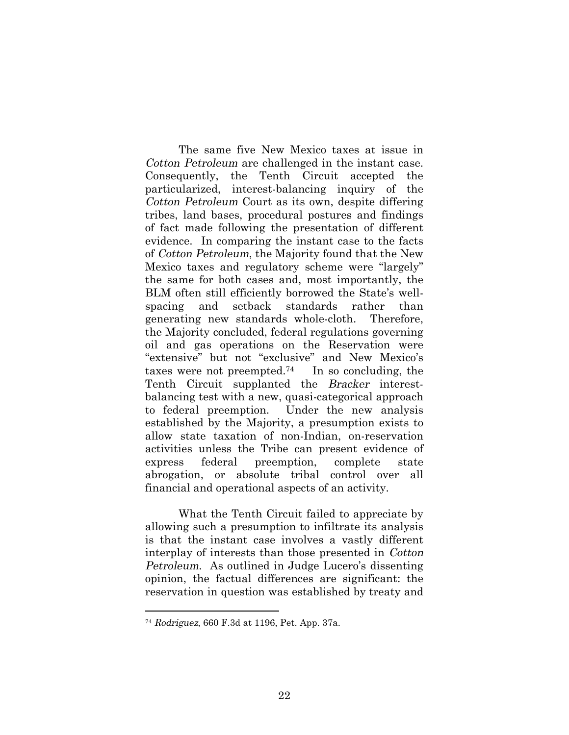The same five New Mexico taxes at issue in *Cotton Petroleum* are challenged in the instant case. Consequently, the Tenth Circuit accepted the particularized, interest-balancing inquiry of the *Cotton Petroleum* Court as its own, despite differing tribes, land bases, procedural postures and findings of fact made following the presentation of different evidence. In comparing the instant case to the facts of *Cotton Petroleum*, the Majority found that the New Mexico taxes and regulatory scheme were "largely" the same for both cases and, most importantly, the BLM often still efficiently borrowed the State's well-spacing and setback standards rather than generating new standards whole-cloth. Therefore, the Majority concluded, federal regulations governing oil and gas operations on the Reservation were "extensive" but not "exclusive" and New Mexico's taxes were not preempted.[74] In so concluding, the Tenth Circuit supplanted the *Bracker* interest-balancing test with a new, quasi-categorical approach to federal preemption. Under the new analysis established by the Majority, a presumption exists to allow state taxation of non-Indian, on-reservation activities unless the Tribe can present evidence of express federal preemption, complete state abrogation, or absolute tribal control over all financial and operational aspects of an activity.

What the Tenth Circuit failed to appreciate by allowing such a presumption to infiltrate its analysis is that the instant case involves a vastly different interplay of interests than those presented in *Cotton Petroleum*. As outlined in Judge Lucero's dissenting opinion, the factual differences are significant: the reservation in question was established by treaty and

---

[74] *Rodriguez*, 660 F.3d at 1196, Pet. App. 37a.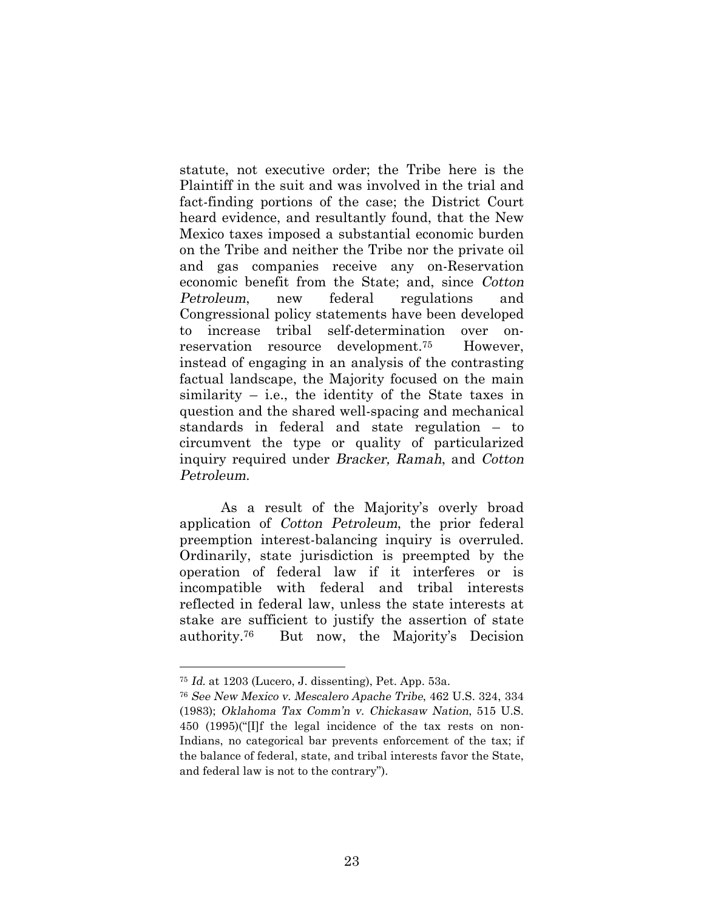statute, not executive order; the Tribe here is the Plaintiff in the suit and was involved in the trial and fact-finding portions of the case; the District Court heard evidence, and resultantly found, that the New Mexico taxes imposed a substantial economic burden on the Tribe and neither the Tribe nor the private oil and gas companies receive any on-Reservation economic benefit from the State; and, since *Cotton Petroleum*, new federal regulations and Congressional policy statements have been developed to increase tribal self-determination over on-reservation resource development.[75] However, instead of engaging in an analysis of the contrasting factual landscape, the Majority focused on the main similarity – i.e., the identity of the State taxes in question and the shared well-spacing and mechanical standards in federal and state regulation – to circumvent the type or quality of particularized inquiry required under *Bracker, Ramah*, and *Cotton Petroleum*.

As a result of the Majority's overly broad application of *Cotton Petroleum*, the prior federal preemption interest-balancing inquiry is overruled. Ordinarily, state jurisdiction is preempted by the operation of federal law if it interferes or is incompatible with federal and tribal interests reflected in federal law, unless the state interests at stake are sufficient to justify the assertion of state authority.[76] But now, the Majority's Decision

---

[75] *Id.* at 1203 (Lucero, J. dissenting), Pet. App. 53a.

[76] *See New Mexico v. Mescalero Apache Tribe*, 462 U.S. 324, 334 (1983); *Oklahoma Tax Comm'n v. Chickasaw Nation*, 515 U.S. 450 (1995)("[I]f the legal incidence of the tax rests on non-Indians, no categorical bar prevents enforcement of the tax; if the balance of federal, state, and tribal interests favor the State, and federal law is not to the contrary").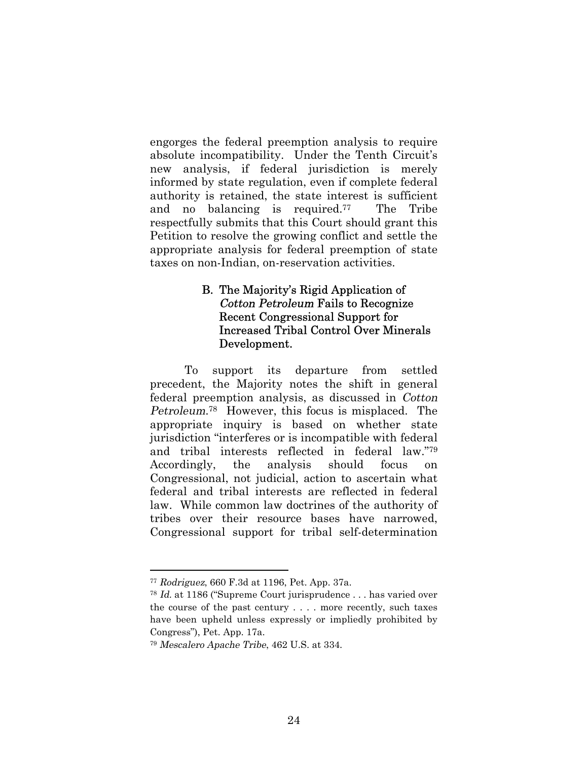engorges the federal preemption analysis to require absolute incompatibility. Under the Tenth Circuit's new analysis, if federal jurisdiction is merely informed by state regulation, even if complete federal authority is retained, the state interest is sufficient and no balancing is required.[77] The Tribe respectfully submits that this Court should grant this Petition to resolve the growing conflict and settle the appropriate analysis for federal preemption of state taxes on non-Indian, on-reservation activities.

### B. The Majority's Rigid Application of *Cotton Petroleum* Fails to Recognize Recent Congressional Support for Increased Tribal Control Over Minerals Development.

To support its departure from settled precedent, the Majority notes the shift in general federal preemption analysis, as discussed in *Cotton Petroleum*.[78] However, this focus is misplaced. The appropriate inquiry is based on whether state jurisdiction "interferes or is incompatible with federal and tribal interests reflected in federal law."[79] Accordingly, the analysis should focus on Congressional, not judicial, action to ascertain what federal and tribal interests are reflected in federal law. While common law doctrines of the authority of tribes over their resource bases have narrowed, Congressional support for tribal self-determination

---

[77] *Rodriguez*, 660 F.3d at 1196, Pet. App. 37a.

[78] *Id.* at 1186 ("Supreme Court jurisprudence . . . has varied over the course of the past century . . . . more recently, such taxes have been upheld unless expressly or impliedly prohibited by Congress"), Pet. App. 17a.

[79] *Mescalero Apache Tribe*, 462 U.S. at 334.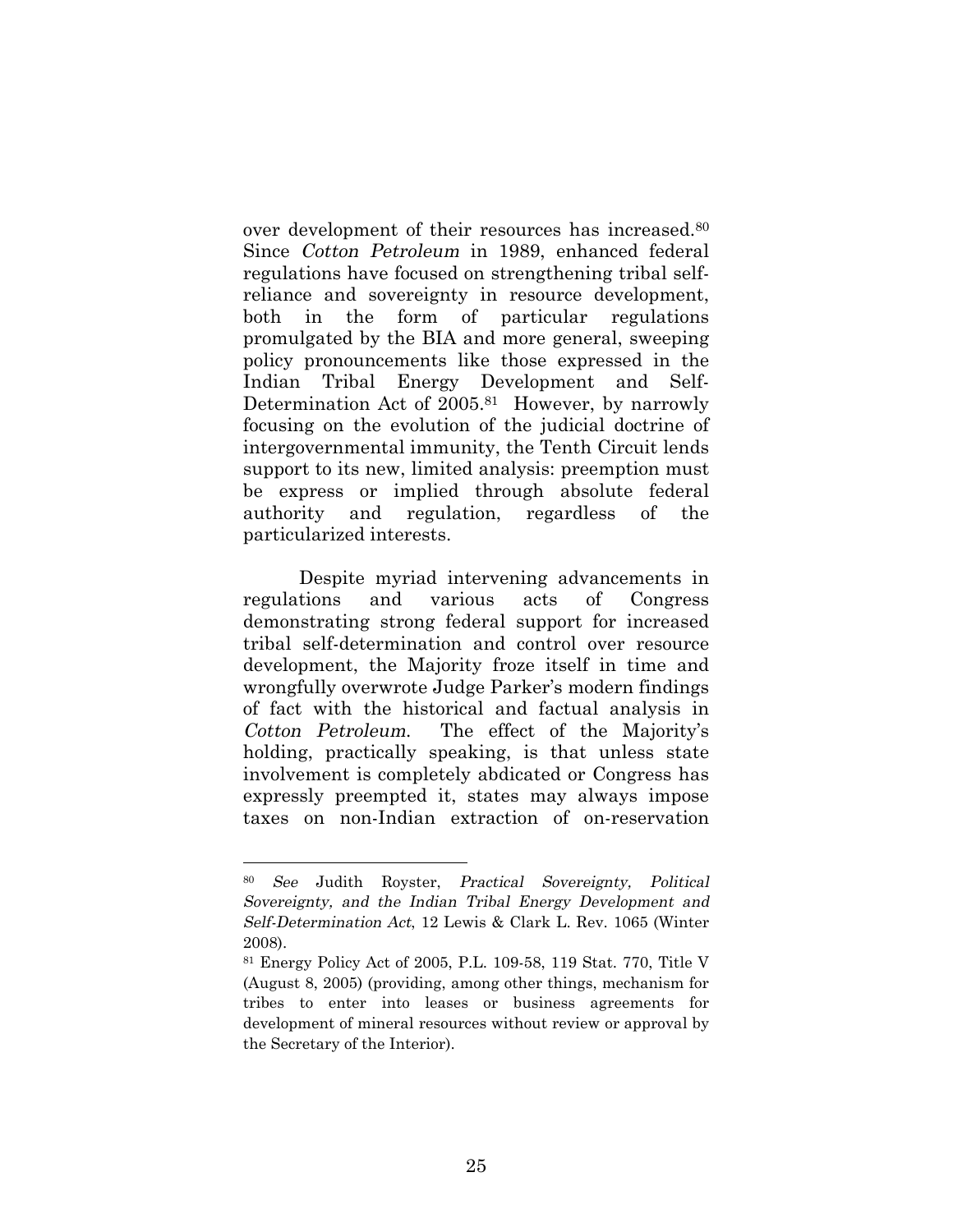over development of their resources has increased.[80] Since *Cotton Petroleum* in 1989, enhanced federal regulations have focused on strengthening tribal self-reliance and sovereignty in resource development, both in the form of particular regulations promulgated by the BIA and more general, sweeping policy pronouncements like those expressed in the Indian Tribal Energy Development and Self-Determination Act of 2005.[81] However, by narrowly focusing on the evolution of the judicial doctrine of intergovernmental immunity, the Tenth Circuit lends support to its new, limited analysis: preemption must be express or implied through absolute federal authority and regulation, regardless of the particularized interests.

Despite myriad intervening advancements in regulations and various acts of Congress demonstrating strong federal support for increased tribal self-determination and control over resource development, the Majority froze itself in time and wrongfully overwrote Judge Parker's modern findings of fact with the historical and factual analysis in *Cotton Petroleum*. The effect of the Majority's holding, practically speaking, is that unless state involvement is completely abdicated or Congress has expressly preempted it, states may always impose taxes on non-Indian extraction of on-reservation

---

[80] *See* Judith Royster, *Practical Sovereignty, Political Sovereignty, and the Indian Tribal Energy Development and Self-Determination Act*, 12 Lewis & Clark L. Rev. 1065 (Winter 2008).

[81] Energy Policy Act of 2005, P.L. 109-58, 119 Stat. 770, Title V (August 8, 2005) (providing, among other things, mechanism for tribes to enter into leases or business agreements for development of mineral resources without review or approval by the Secretary of the Interior).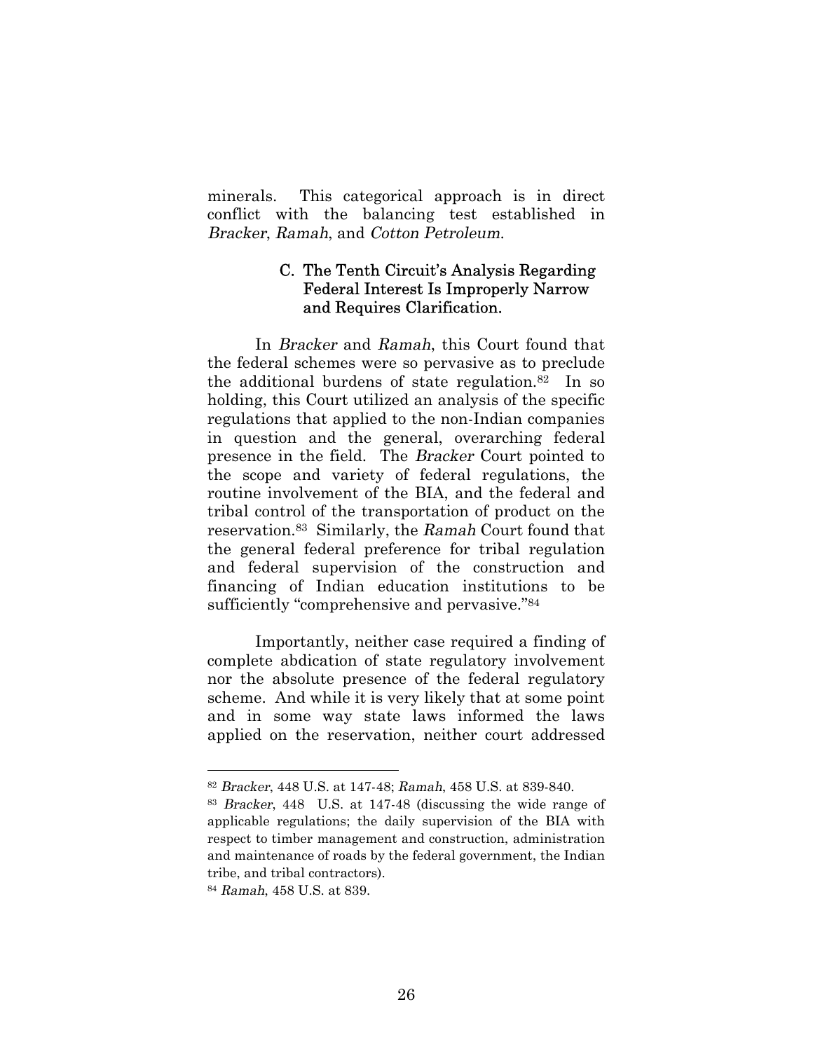minerals. This categorical approach is in direct conflict with the balancing test established in *Bracker*, *Ramah*, and *Cotton Petroleum*.

### C. The Tenth Circuit's Analysis Regarding Federal Interest Is Improperly Narrow and Requires Clarification.

In *Bracker* and *Ramah*, this Court found that the federal schemes were so pervasive as to preclude the additional burdens of state regulation.[82] In so holding, this Court utilized an analysis of the specific regulations that applied to the non-Indian companies in question and the general, overarching federal presence in the field. The *Bracker* Court pointed to the scope and variety of federal regulations, the routine involvement of the BIA, and the federal and tribal control of the transportation of product on the reservation.[83] Similarly, the *Ramah* Court found that the general federal preference for tribal regulation and federal supervision of the construction and financing of Indian education institutions to be sufficiently "comprehensive and pervasive."[84]

Importantly, neither case required a finding of complete abdication of state regulatory involvement nor the absolute presence of the federal regulatory scheme. And while it is very likely that at some point and in some way state laws informed the laws applied on the reservation, neither court addressed

---

[82] *Bracker*, 448 U.S. at 147-48; *Ramah*, 458 U.S. at 839-840.

[83] *Bracker*, 448 U.S. at 147-48 (discussing the wide range of applicable regulations; the daily supervision of the BIA with respect to timber management and construction, administration and maintenance of roads by the federal government, the Indian tribe, and tribal contractors).

[84] *Ramah*, 458 U.S. at 839.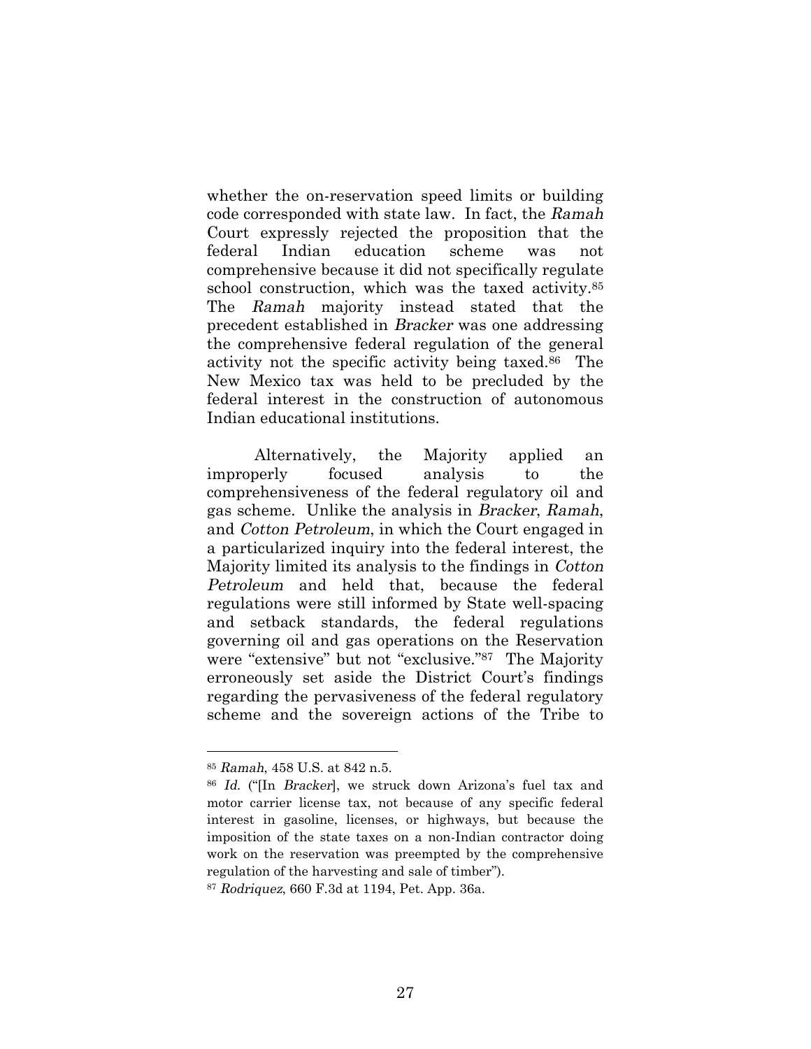whether the on-reservation speed limits or building code corresponded with state law. In fact, the *Ramah* Court expressly rejected the proposition that the federal Indian education scheme was not comprehensive because it did not specifically regulate school construction, which was the taxed activity.[85] The *Ramah* majority instead stated that the precedent established in *Bracker* was one addressing the comprehensive federal regulation of the general activity not the specific activity being taxed.[86] The New Mexico tax was held to be precluded by the federal interest in the construction of autonomous Indian educational institutions.

Alternatively, the Majority applied an improperly focused analysis to the comprehensiveness of the federal regulatory oil and gas scheme. Unlike the analysis in *Bracker*, *Ramah*, and *Cotton Petroleum*, in which the Court engaged in a particularized inquiry into the federal interest, the Majority limited its analysis to the findings in *Cotton Petroleum* and held that, because the federal regulations were still informed by State well-spacing and setback standards, the federal regulations governing oil and gas operations on the Reservation were "extensive" but not "exclusive."[87] The Majority erroneously set aside the District Court's findings regarding the pervasiveness of the federal regulatory scheme and the sovereign actions of the Tribe to

---

[85] *Ramah*, 458 U.S. at 842 n.5.

[86] *Id.* ("[In *Bracker*], we struck down Arizona's fuel tax and motor carrier license tax, not because of any specific federal interest in gasoline, licenses, or highways, but because the imposition of the state taxes on a non-Indian contractor doing work on the reservation was preempted by the comprehensive regulation of the harvesting and sale of timber").

[87] *Rodriquez*, 660 F.3d at 1194, Pet. App. 36a.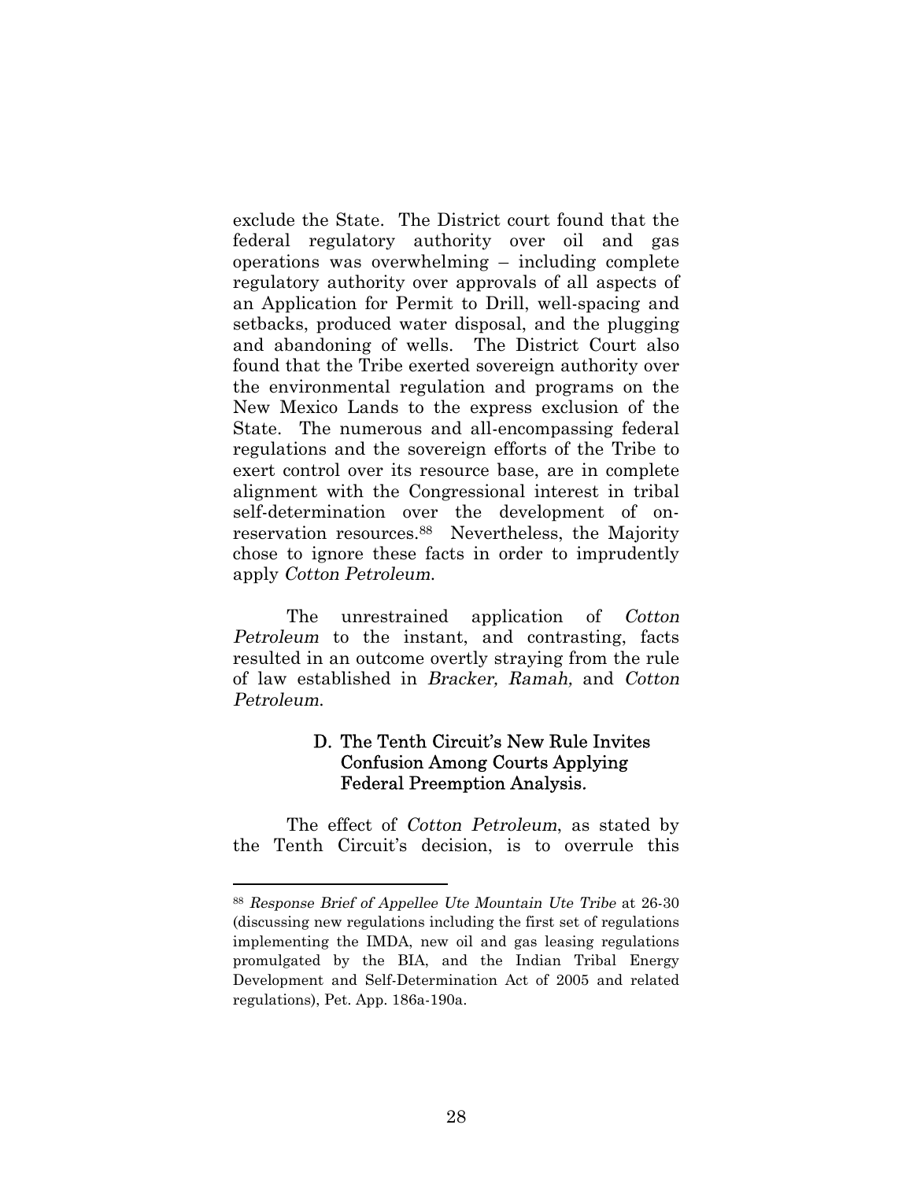exclude the State. The District court found that the federal regulatory authority over oil and gas operations was overwhelming – including complete regulatory authority over approvals of all aspects of an Application for Permit to Drill, well-spacing and setbacks, produced water disposal, and the plugging and abandoning of wells. The District Court also found that the Tribe exerted sovereign authority over the environmental regulation and programs on the New Mexico Lands to the express exclusion of the State. The numerous and all-encompassing federal regulations and the sovereign efforts of the Tribe to exert control over its resource base, are in complete alignment with the Congressional interest in tribal self-determination over the development of on-reservation resources.[88] Nevertheless, the Majority chose to ignore these facts in order to imprudently apply *Cotton Petroleum*.

The unrestrained application of *Cotton Petroleum* to the instant, and contrasting, facts resulted in an outcome overtly straying from the rule of law established in *Bracker, Ramah,* and *Cotton Petroleum*.

### D. The Tenth Circuit's New Rule Invites Confusion Among Courts Applying Federal Preemption Analysis.

The effect of *Cotton Petroleum*, as stated by the Tenth Circuit's decision, is to overrule this

---

[88] *Response Brief of Appellee Ute Mountain Ute Tribe* at 26-30 (discussing new regulations including the first set of regulations implementing the IMDA, new oil and gas leasing regulations promulgated by the BIA, and the Indian Tribal Energy Development and Self-Determination Act of 2005 and related regulations), Pet. App. 186a-190a.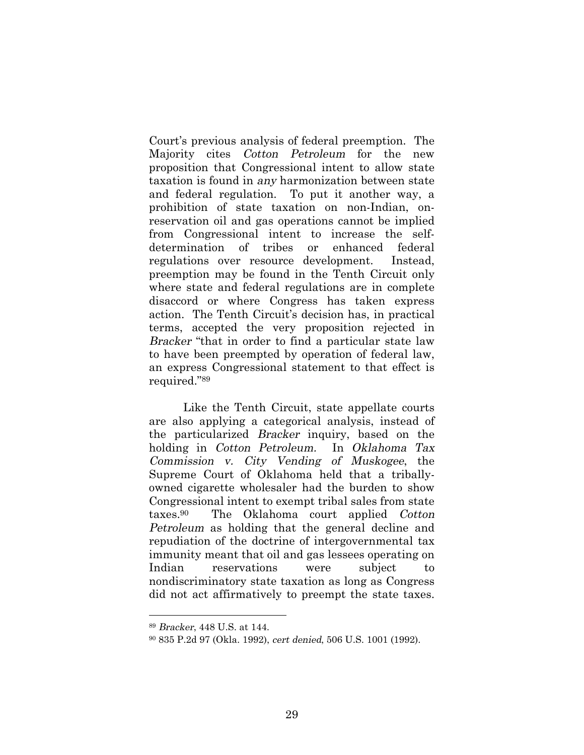Court's previous analysis of federal preemption. The Majority cites *Cotton Petroleum* for the new proposition that Congressional intent to allow state taxation is found in *any* harmonization between state and federal regulation. To put it another way, a prohibition of state taxation on non-Indian, on-reservation oil and gas operations cannot be implied from Congressional intent to increase the self-determination of tribes or enhanced federal regulations over resource development. Instead, preemption may be found in the Tenth Circuit only where state and federal regulations are in complete disaccord or where Congress has taken express action. The Tenth Circuit's decision has, in practical terms, accepted the very proposition rejected in *Bracker* "that in order to find a particular state law to have been preempted by operation of federal law, an express Congressional statement to that effect is required."[89]

Like the Tenth Circuit, state appellate courts are also applying a categorical analysis, instead of the particularized *Bracker* inquiry, based on the holding in *Cotton Petroleum*. In *Oklahoma Tax Commission v. City Vending of Muskogee*, the Supreme Court of Oklahoma held that a tribally-owned cigarette wholesaler had the burden to show Congressional intent to exempt tribal sales from state taxes.[90] The Oklahoma court applied *Cotton Petroleum* as holding that the general decline and repudiation of the doctrine of intergovernmental tax immunity meant that oil and gas lessees operating on Indian reservations were subject to nondiscriminatory state taxation as long as Congress did not act affirmatively to preempt the state taxes.

---

[89] *Bracker*, 448 U.S. at 144.

[90] 835 P.2d 97 (Okla. 1992), *cert denied*, 506 U.S. 1001 (1992).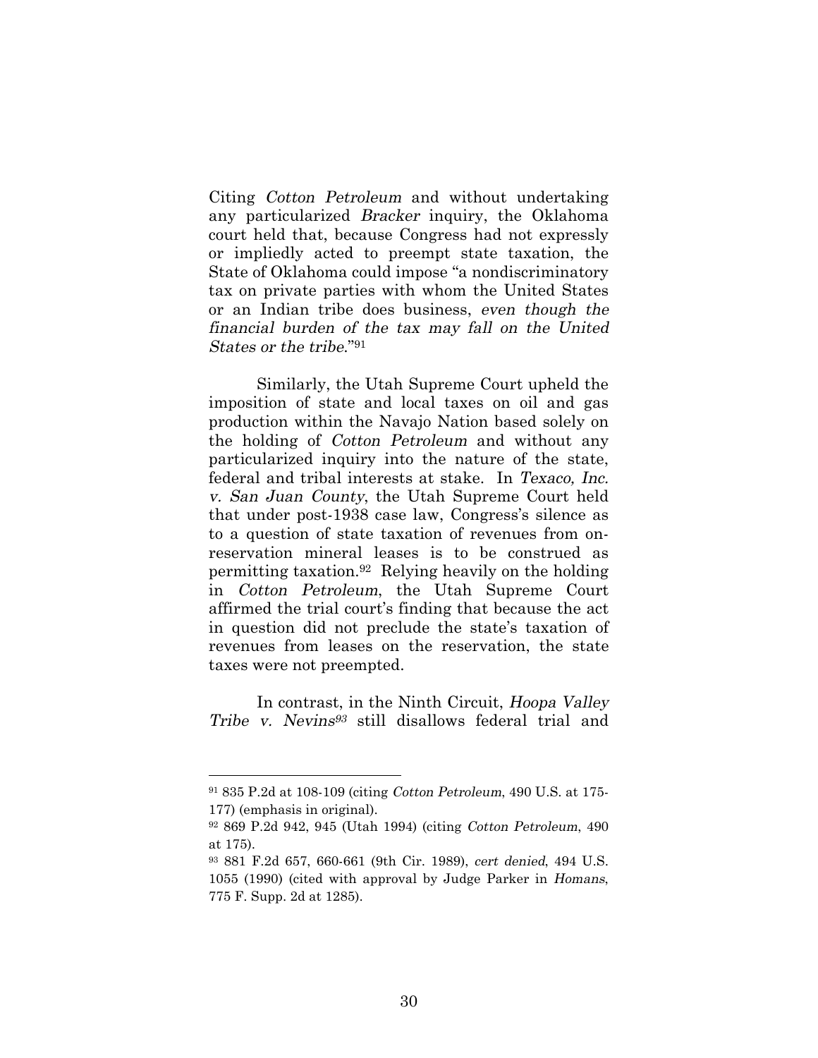Citing *Cotton Petroleum* and without undertaking any particularized *Bracker* inquiry, the Oklahoma court held that, because Congress had not expressly or impliedly acted to preempt state taxation, the State of Oklahoma could impose "a nondiscriminatory tax on private parties with whom the United States or an Indian tribe does business, *even though the financial burden of the tax may fall on the United States or the tribe*."[91]

Similarly, the Utah Supreme Court upheld the imposition of state and local taxes on oil and gas production within the Navajo Nation based solely on the holding of *Cotton Petroleum* and without any particularized inquiry into the nature of the state, federal and tribal interests at stake. In *Texaco, Inc. v. San Juan County*, the Utah Supreme Court held that under post-1938 case law, Congress's silence as to a question of state taxation of revenues from on-reservation mineral leases is to be construed as permitting taxation.[92] Relying heavily on the holding in *Cotton Petroleum*, the Utah Supreme Court affirmed the trial court's finding that because the act in question did not preclude the state's taxation of revenues from leases on the reservation, the state taxes were not preempted.

In contrast, in the Ninth Circuit, *Hoopa Valley Tribe v. Nevins*[93] still disallows federal trial and

---

[91] 835 P.2d at 108-109 (citing *Cotton Petroleum*, 490 U.S. at 175-177) (emphasis in original).

[92] 869 P.2d 942, 945 (Utah 1994) (citing *Cotton Petroleum*, 490 at 175).

[93] 881 F.2d 657, 660-661 (9th Cir. 1989), *cert denied*, 494 U.S. 1055 (1990) (cited with approval by Judge Parker in *Homans*, 775 F. Supp. 2d at 1285).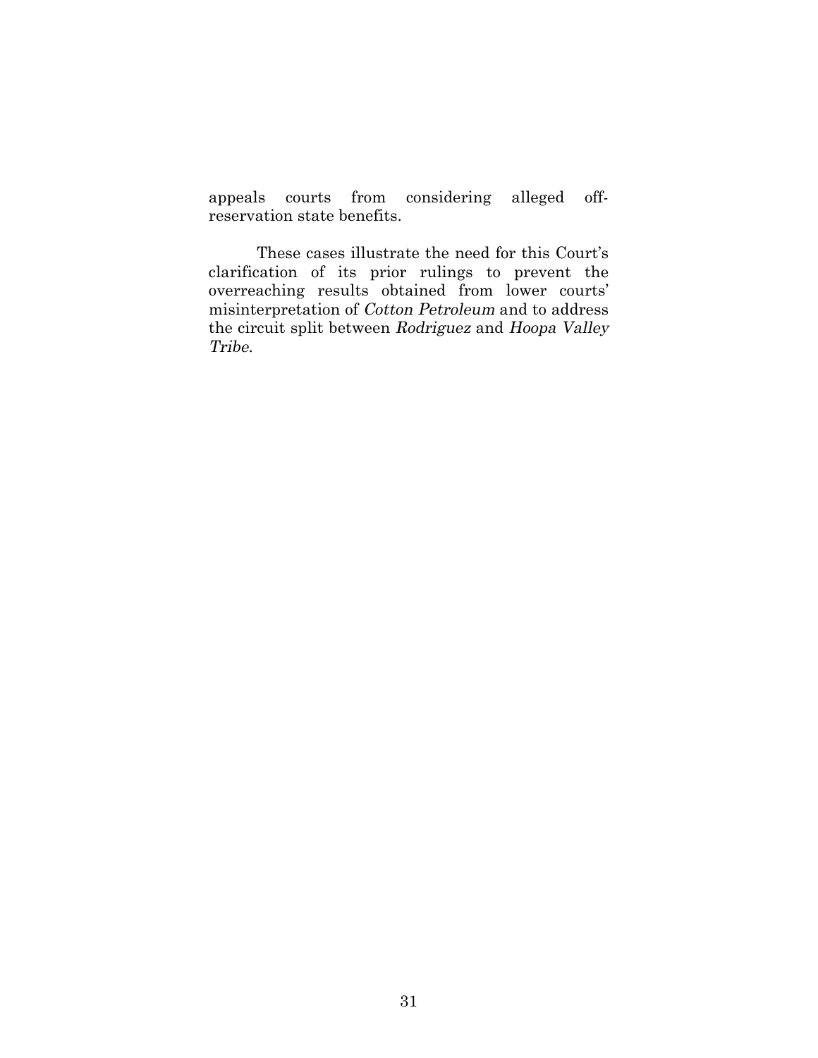appeals courts from considering alleged off-reservation state benefits.

These cases illustrate the need for this Court's clarification of its prior rulings to prevent the overreaching results obtained from lower courts' misinterpretation of *Cotton Petroleum* and to address the circuit split between *Rodriguez* and *Hoopa Valley Tribe*.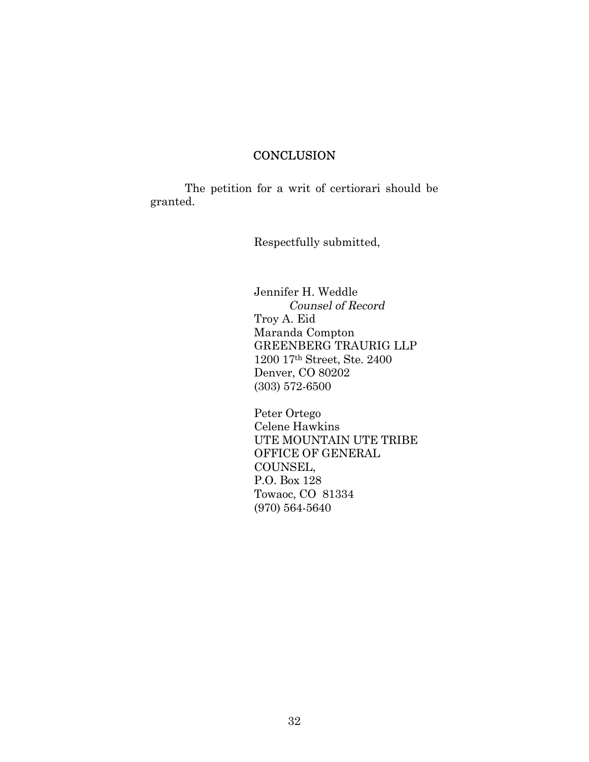## CONCLUSION

The petition for a writ of certiorari should be granted.

Respectfully submitted,

Jennifer H. Weddle  
*Counsel of Record*  
Troy A. Eid  
Maranda Compton  
GREENBERG TRAURIG LLP  
1200 17th Street, Ste. 2400  
Denver, CO 80202  
(303) 572-6500

Peter Ortego  
Celene Hawkins  
UTE MOUNTAIN UTE TRIBE OFFICE OF GENERAL COUNSEL,  
P.O. Box 128  
Towaoc, CO 81334  
(970) 564-5640